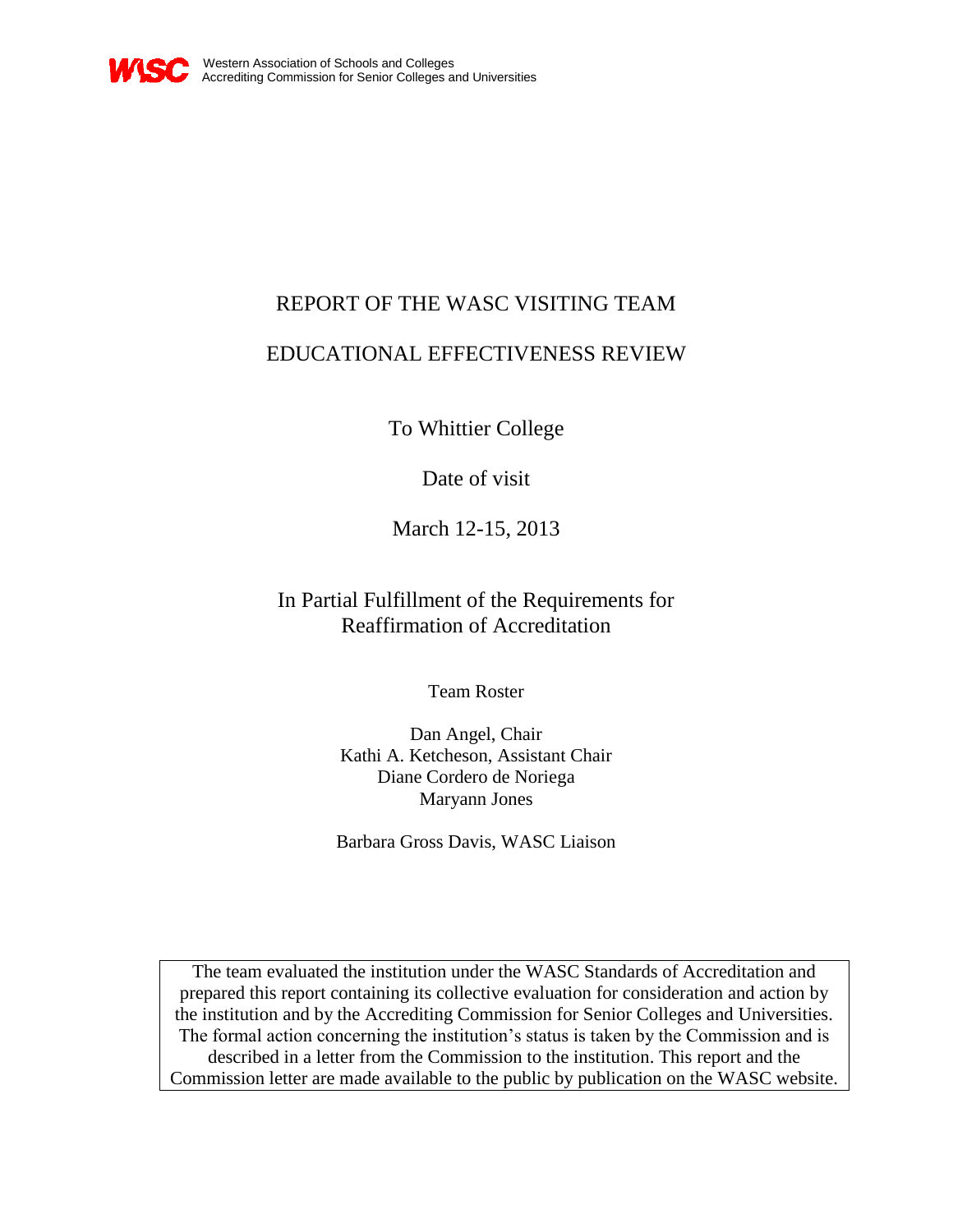WASC Western Association of Schools and Colleges
Accrediting Commission for Senior Colleges and Universities

# REPORT OF THE WASC VISITING TEAM

## EDUCATIONAL EFFECTIVENESS REVIEW

To Whittier College

Date of visit

March 12-15, 2013

In Partial Fulfillment of the Requirements for
Reaffirmation of Accreditation

Team Roster

Dan Angel, Chair
Kathi A. Ketcheson, Assistant Chair
Diane Cordero de Noriega
Maryann Jones

Barbara Gross Davis, WASC Liaison

The team evaluated the institution under the WASC Standards of Accreditation and prepared this report containing its collective evaluation for consideration and action by the institution and by the Accrediting Commission for Senior Colleges and Universities. The formal action concerning the institution's status is taken by the Commission and is described in a letter from the Commission to the institution. This report and the Commission letter are made available to the public by publication on the WASC website.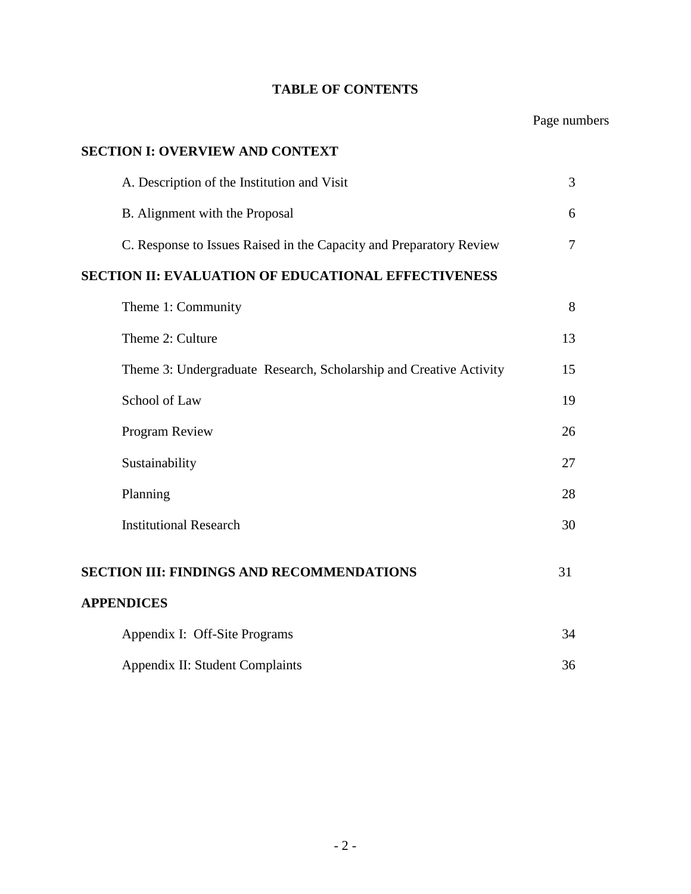# TABLE OF CONTENTS

| | Page numbers |
|---|---|
| **SECTION I: OVERVIEW AND CONTEXT** | |
| A. Description of the Institution and Visit | 3 |
| B. Alignment with the Proposal | 6 |
| C. Response to Issues Raised in the Capacity and Preparatory Review | 7 |
| **SECTION II: EVALUATION OF EDUCATIONAL EFFECTIVENESS** | |
| Theme 1: Community | 8 |
| Theme 2: Culture | 13 |
| Theme 3: Undergraduate Research, Scholarship and Creative Activity | 15 |
| School of Law | 19 |
| Program Review | 26 |
| Sustainability | 27 |
| Planning | 28 |
| Institutional Research | 30 |
| **SECTION III: FINDINGS AND RECOMMENDATIONS** | 31 |
| **APPENDICES** | |
| Appendix I: Off-Site Programs | 34 |
| Appendix II: Student Complaints | 36 |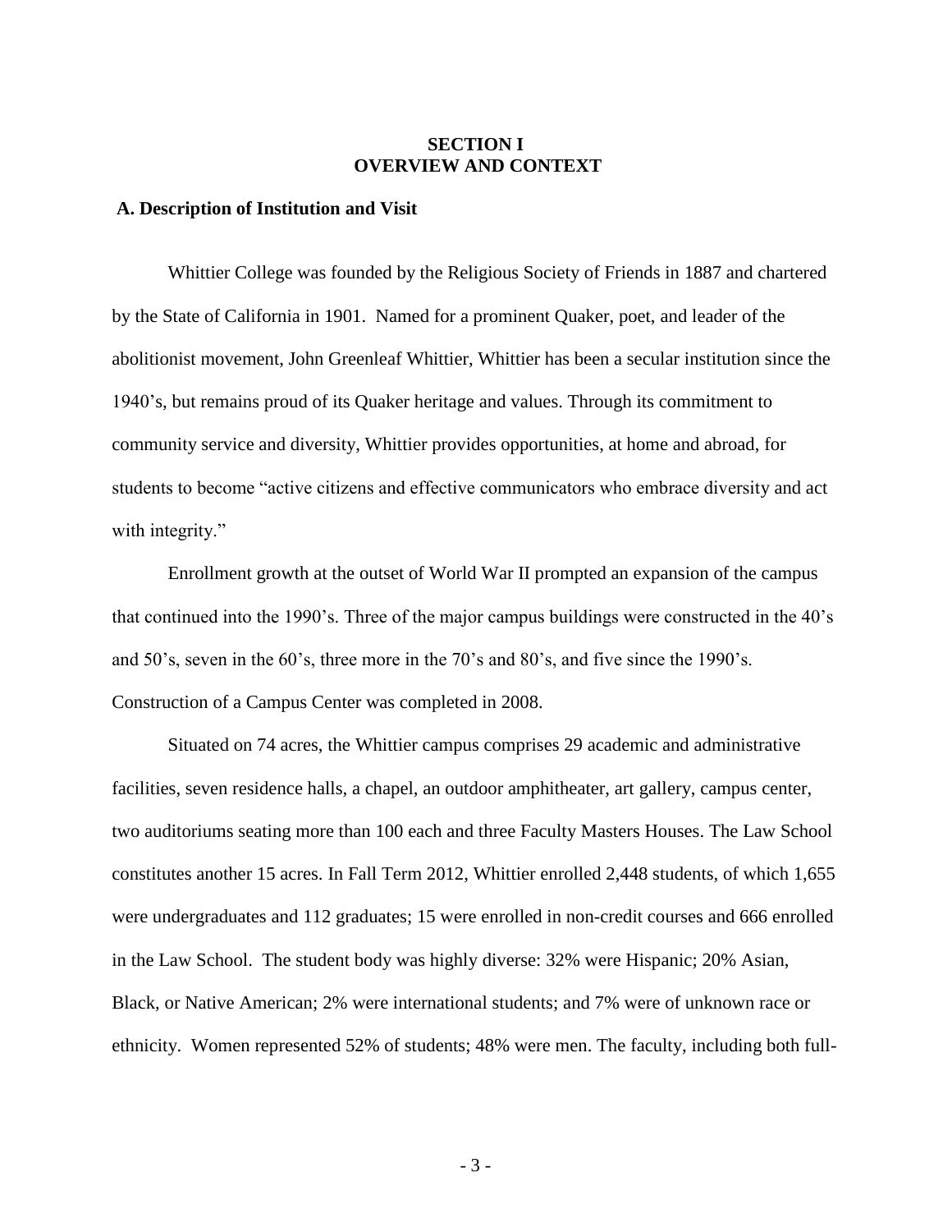# SECTION I
# OVERVIEW AND CONTEXT

## A. Description of Institution and Visit

Whittier College was founded by the Religious Society of Friends in 1887 and chartered by the State of California in 1901. Named for a prominent Quaker, poet, and leader of the abolitionist movement, John Greenleaf Whittier, Whittier has been a secular institution since the 1940's, but remains proud of its Quaker heritage and values. Through its commitment to community service and diversity, Whittier provides opportunities, at home and abroad, for students to become "active citizens and effective communicators who embrace diversity and act with integrity."

Enrollment growth at the outset of World War II prompted an expansion of the campus that continued into the 1990's. Three of the major campus buildings were constructed in the 40's and 50's, seven in the 60's, three more in the 70's and 80's, and five since the 1990's. Construction of a Campus Center was completed in 2008.

Situated on 74 acres, the Whittier campus comprises 29 academic and administrative facilities, seven residence halls, a chapel, an outdoor amphitheater, art gallery, campus center, two auditoriums seating more than 100 each and three Faculty Masters Houses. The Law School constitutes another 15 acres. In Fall Term 2012, Whittier enrolled 2,448 students, of which 1,655 were undergraduates and 112 graduates; 15 were enrolled in non-credit courses and 666 enrolled in the Law School. The student body was highly diverse: 32% were Hispanic; 20% Asian, Black, or Native American; 2% were international students; and 7% were of unknown race or ethnicity. Women represented 52% of students; 48% were men. The faculty, including both full-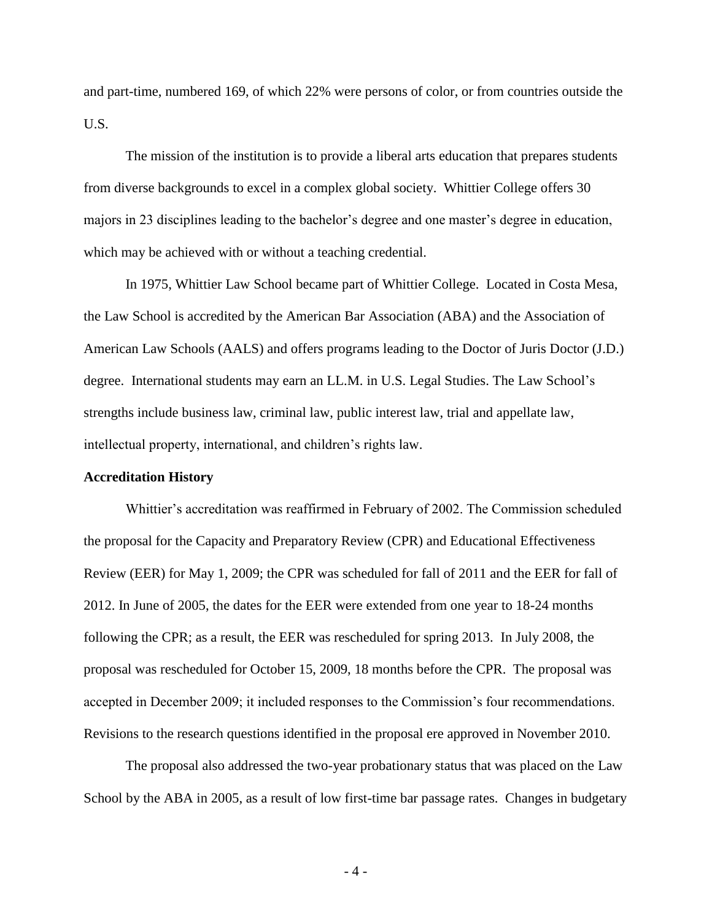and part-time, numbered 169, of which 22% were persons of color, or from countries outside the U.S.

The mission of the institution is to provide a liberal arts education that prepares students from diverse backgrounds to excel in a complex global society. Whittier College offers 30 majors in 23 disciplines leading to the bachelor's degree and one master's degree in education, which may be achieved with or without a teaching credential.

In 1975, Whittier Law School became part of Whittier College. Located in Costa Mesa, the Law School is accredited by the American Bar Association (ABA) and the Association of American Law Schools (AALS) and offers programs leading to the Doctor of Juris Doctor (J.D.) degree. International students may earn an LL.M. in U.S. Legal Studies. The Law School's strengths include business law, criminal law, public interest law, trial and appellate law, intellectual property, international, and children's rights law.

**Accreditation History**

Whittier's accreditation was reaffirmed in February of 2002. The Commission scheduled the proposal for the Capacity and Preparatory Review (CPR) and Educational Effectiveness Review (EER) for May 1, 2009; the CPR was scheduled for fall of 2011 and the EER for fall of 2012. In June of 2005, the dates for the EER were extended from one year to 18-24 months following the CPR; as a result, the EER was rescheduled for spring 2013. In July 2008, the proposal was rescheduled for October 15, 2009, 18 months before the CPR. The proposal was accepted in December 2009; it included responses to the Commission's four recommendations. Revisions to the research questions identified in the proposal ere approved in November 2010.

The proposal also addressed the two-year probationary status that was placed on the Law School by the ABA in 2005, as a result of low first-time bar passage rates. Changes in budgetary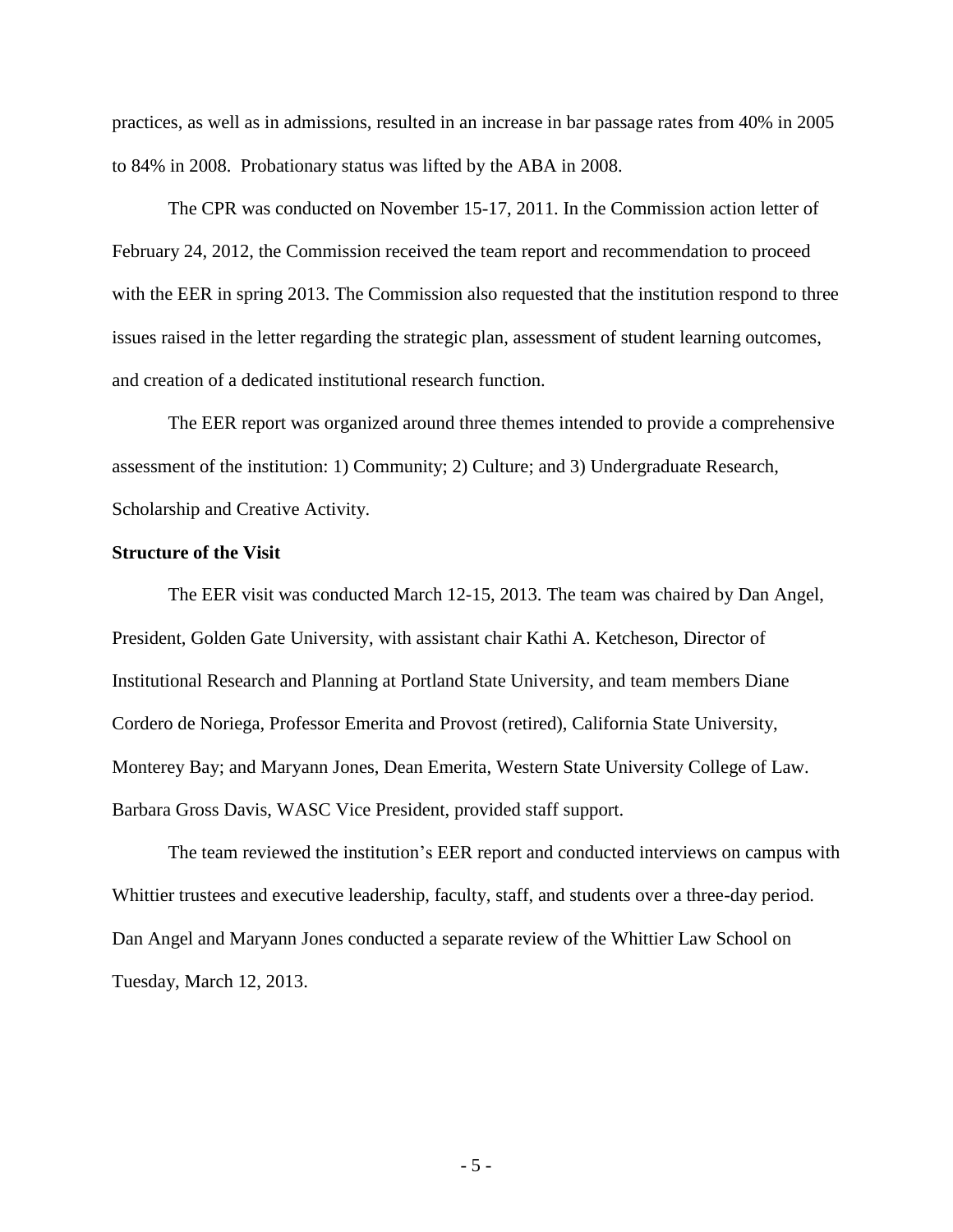practices, as well as in admissions, resulted in an increase in bar passage rates from 40% in 2005 to 84% in 2008. Probationary status was lifted by the ABA in 2008.

The CPR was conducted on November 15-17, 2011. In the Commission action letter of February 24, 2012, the Commission received the team report and recommendation to proceed with the EER in spring 2013. The Commission also requested that the institution respond to three issues raised in the letter regarding the strategic plan, assessment of student learning outcomes, and creation of a dedicated institutional research function.

The EER report was organized around three themes intended to provide a comprehensive assessment of the institution: 1) Community; 2) Culture; and 3) Undergraduate Research, Scholarship and Creative Activity.

**Structure of the Visit**

The EER visit was conducted March 12-15, 2013. The team was chaired by Dan Angel, President, Golden Gate University, with assistant chair Kathi A. Ketcheson, Director of Institutional Research and Planning at Portland State University, and team members Diane Cordero de Noriega, Professor Emerita and Provost (retired), California State University, Monterey Bay; and Maryann Jones, Dean Emerita, Western State University College of Law. Barbara Gross Davis, WASC Vice President, provided staff support.

The team reviewed the institution's EER report and conducted interviews on campus with Whittier trustees and executive leadership, faculty, staff, and students over a three-day period. Dan Angel and Maryann Jones conducted a separate review of the Whittier Law School on Tuesday, March 12, 2013.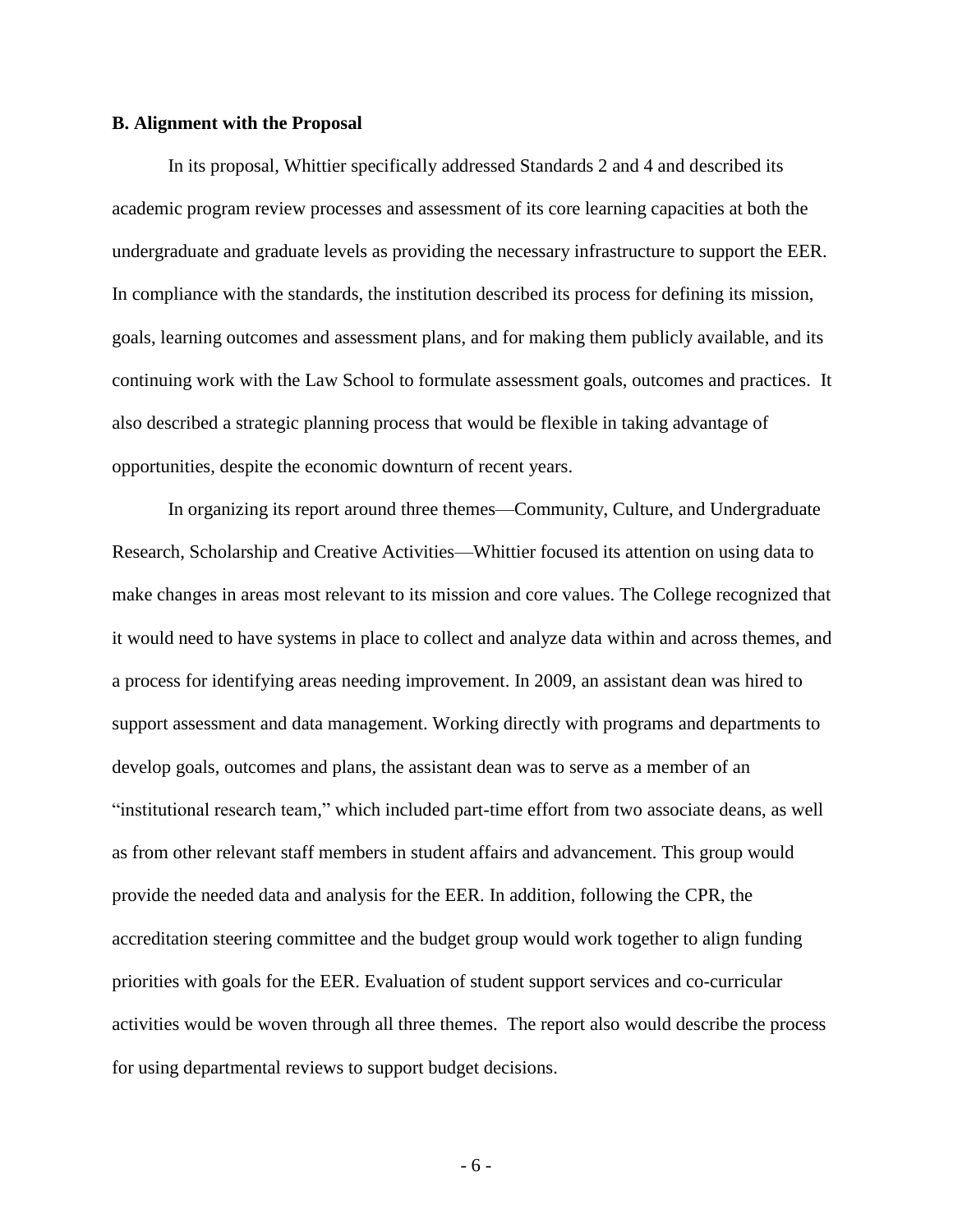**B. Alignment with the Proposal**

In its proposal, Whittier specifically addressed Standards 2 and 4 and described its academic program review processes and assessment of its core learning capacities at both the undergraduate and graduate levels as providing the necessary infrastructure to support the EER. In compliance with the standards, the institution described its process for defining its mission, goals, learning outcomes and assessment plans, and for making them publicly available, and its continuing work with the Law School to formulate assessment goals, outcomes and practices. It also described a strategic planning process that would be flexible in taking advantage of opportunities, despite the economic downturn of recent years.

In organizing its report around three themes—Community, Culture, and Undergraduate Research, Scholarship and Creative Activities—Whittier focused its attention on using data to make changes in areas most relevant to its mission and core values. The College recognized that it would need to have systems in place to collect and analyze data within and across themes, and a process for identifying areas needing improvement. In 2009, an assistant dean was hired to support assessment and data management. Working directly with programs and departments to develop goals, outcomes and plans, the assistant dean was to serve as a member of an "institutional research team," which included part-time effort from two associate deans, as well as from other relevant staff members in student affairs and advancement. This group would provide the needed data and analysis for the EER. In addition, following the CPR, the accreditation steering committee and the budget group would work together to align funding priorities with goals for the EER. Evaluation of student support services and co-curricular activities would be woven through all three themes. The report also would describe the process for using departmental reviews to support budget decisions.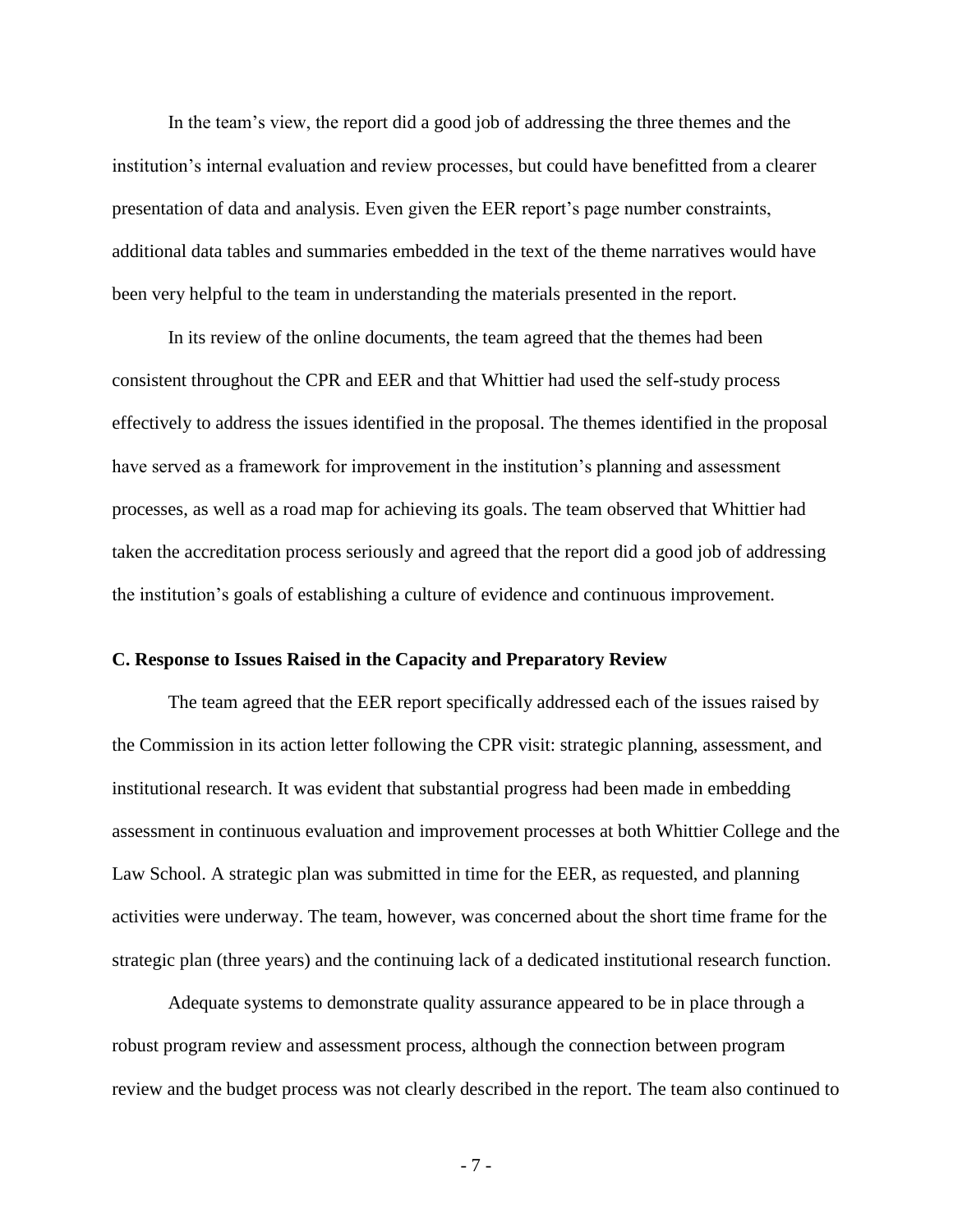In the team's view, the report did a good job of addressing the three themes and the institution's internal evaluation and review processes, but could have benefitted from a clearer presentation of data and analysis. Even given the EER report's page number constraints, additional data tables and summaries embedded in the text of the theme narratives would have been very helpful to the team in understanding the materials presented in the report.

In its review of the online documents, the team agreed that the themes had been consistent throughout the CPR and EER and that Whittier had used the self-study process effectively to address the issues identified in the proposal. The themes identified in the proposal have served as a framework for improvement in the institution's planning and assessment processes, as well as a road map for achieving its goals. The team observed that Whittier had taken the accreditation process seriously and agreed that the report did a good job of addressing the institution's goals of establishing a culture of evidence and continuous improvement.

**C. Response to Issues Raised in the Capacity and Preparatory Review**

The team agreed that the EER report specifically addressed each of the issues raised by the Commission in its action letter following the CPR visit: strategic planning, assessment, and institutional research. It was evident that substantial progress had been made in embedding assessment in continuous evaluation and improvement processes at both Whittier College and the Law School. A strategic plan was submitted in time for the EER, as requested, and planning activities were underway. The team, however, was concerned about the short time frame for the strategic plan (three years) and the continuing lack of a dedicated institutional research function.

Adequate systems to demonstrate quality assurance appeared to be in place through a robust program review and assessment process, although the connection between program review and the budget process was not clearly described in the report. The team also continued to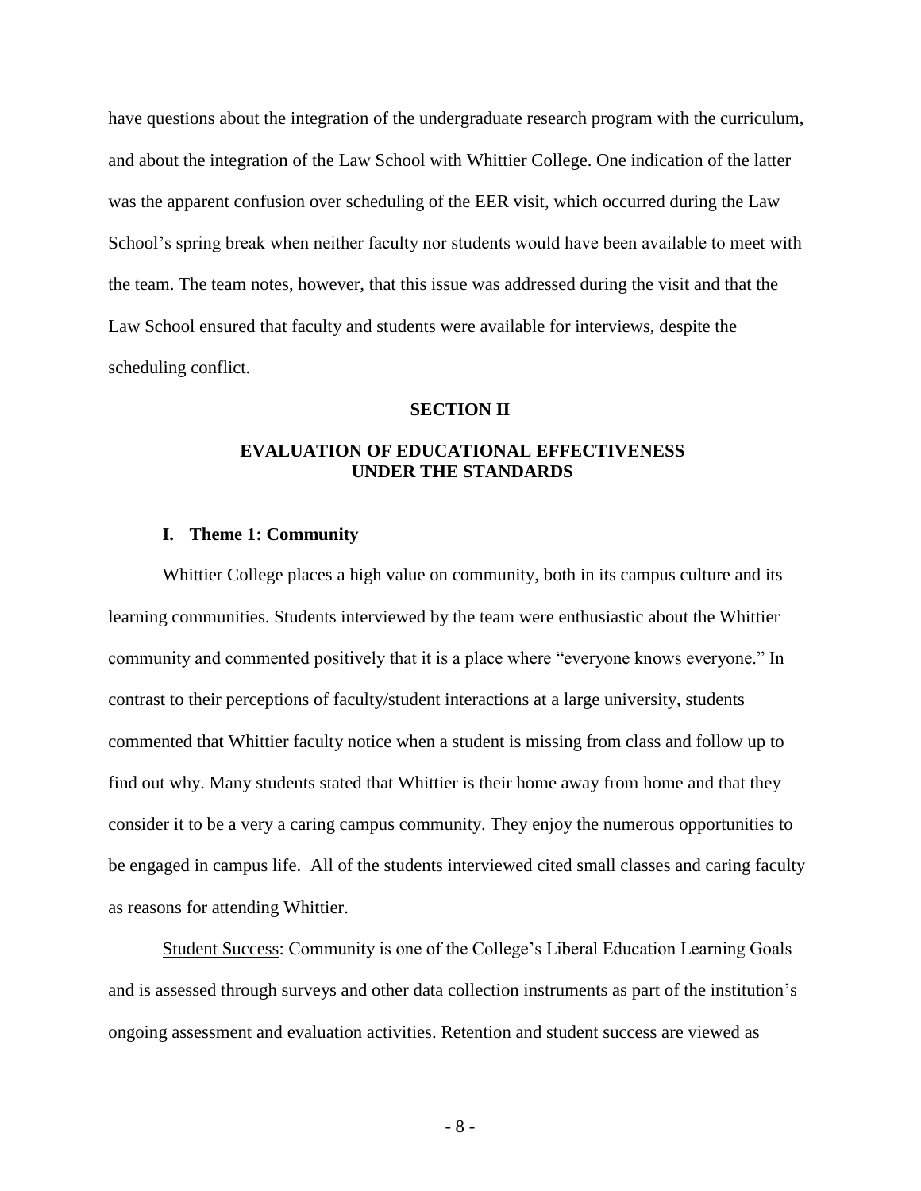have questions about the integration of the undergraduate research program with the curriculum, and about the integration of the Law School with Whittier College. One indication of the latter was the apparent confusion over scheduling of the EER visit, which occurred during the Law School's spring break when neither faculty nor students would have been available to meet with the team. The team notes, however, that this issue was addressed during the visit and that the Law School ensured that faculty and students were available for interviews, despite the scheduling conflict.

## SECTION II

## EVALUATION OF EDUCATIONAL EFFECTIVENESS UNDER THE STANDARDS

### I. Theme 1: Community

Whittier College places a high value on community, both in its campus culture and its learning communities. Students interviewed by the team were enthusiastic about the Whittier community and commented positively that it is a place where "everyone knows everyone." In contrast to their perceptions of faculty/student interactions at a large university, students commented that Whittier faculty notice when a student is missing from class and follow up to find out why. Many students stated that Whittier is their home away from home and that they consider it to be a very a caring campus community. They enjoy the numerous opportunities to be engaged in campus life. All of the students interviewed cited small classes and caring faculty as reasons for attending Whittier.

<u>Student Success</u>: Community is one of the College's Liberal Education Learning Goals and is assessed through surveys and other data collection instruments as part of the institution's ongoing assessment and evaluation activities. Retention and student success are viewed as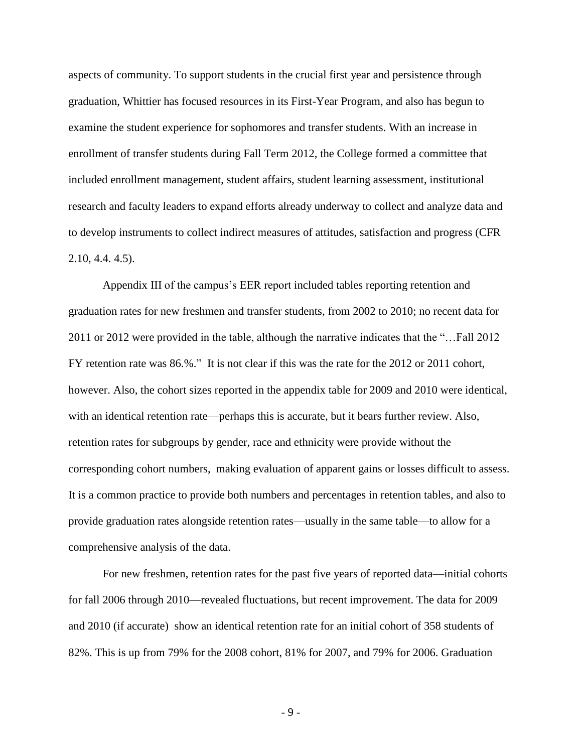aspects of community. To support students in the crucial first year and persistence through graduation, Whittier has focused resources in its First-Year Program, and also has begun to examine the student experience for sophomores and transfer students. With an increase in enrollment of transfer students during Fall Term 2012, the College formed a committee that included enrollment management, student affairs, student learning assessment, institutional research and faculty leaders to expand efforts already underway to collect and analyze data and to develop instruments to collect indirect measures of attitudes, satisfaction and progress (CFR 2.10, 4.4. 4.5).

Appendix III of the campus's EER report included tables reporting retention and graduation rates for new freshmen and transfer students, from 2002 to 2010; no recent data for 2011 or 2012 were provided in the table, although the narrative indicates that the "…Fall 2012 FY retention rate was 86.%." It is not clear if this was the rate for the 2012 or 2011 cohort, however. Also, the cohort sizes reported in the appendix table for 2009 and 2010 were identical, with an identical retention rate—perhaps this is accurate, but it bears further review. Also, retention rates for subgroups by gender, race and ethnicity were provide without the corresponding cohort numbers, making evaluation of apparent gains or losses difficult to assess. It is a common practice to provide both numbers and percentages in retention tables, and also to provide graduation rates alongside retention rates—usually in the same table—to allow for a comprehensive analysis of the data.

For new freshmen, retention rates for the past five years of reported data—initial cohorts for fall 2006 through 2010—revealed fluctuations, but recent improvement. The data for 2009 and 2010 (if accurate) show an identical retention rate for an initial cohort of 358 students of 82%. This is up from 79% for the 2008 cohort, 81% for 2007, and 79% for 2006. Graduation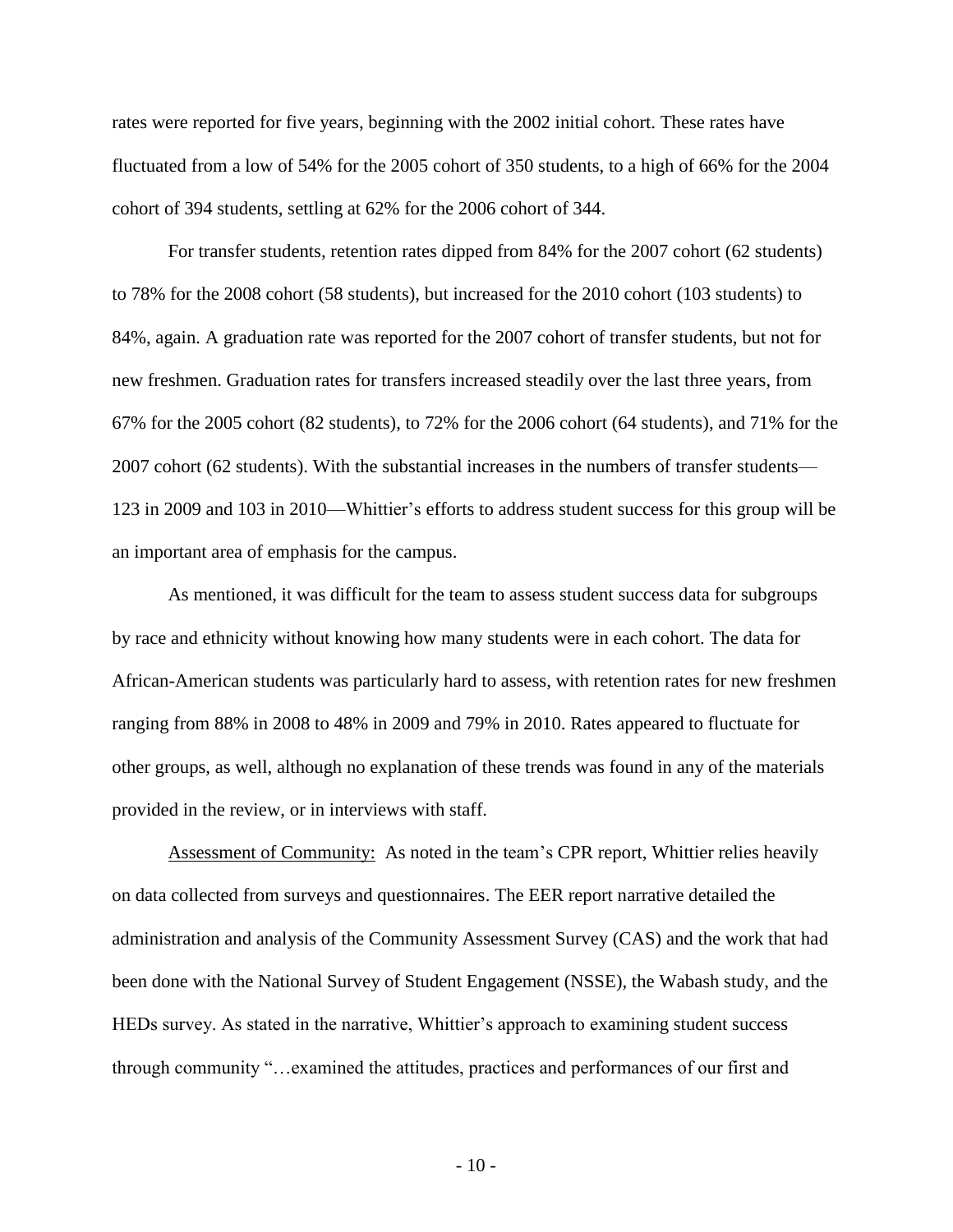rates were reported for five years, beginning with the 2002 initial cohort. These rates have fluctuated from a low of 54% for the 2005 cohort of 350 students, to a high of 66% for the 2004 cohort of 394 students, settling at 62% for the 2006 cohort of 344.

For transfer students, retention rates dipped from 84% for the 2007 cohort (62 students) to 78% for the 2008 cohort (58 students), but increased for the 2010 cohort (103 students) to 84%, again. A graduation rate was reported for the 2007 cohort of transfer students, but not for new freshmen. Graduation rates for transfers increased steadily over the last three years, from 67% for the 2005 cohort (82 students), to 72% for the 2006 cohort (64 students), and 71% for the 2007 cohort (62 students). With the substantial increases in the numbers of transfer students—123 in 2009 and 103 in 2010—Whittier's efforts to address student success for this group will be an important area of emphasis for the campus.

As mentioned, it was difficult for the team to assess student success data for subgroups by race and ethnicity without knowing how many students were in each cohort. The data for African-American students was particularly hard to assess, with retention rates for new freshmen ranging from 88% in 2008 to 48% in 2009 and 79% in 2010. Rates appeared to fluctuate for other groups, as well, although no explanation of these trends was found in any of the materials provided in the review, or in interviews with staff.

Assessment of Community: As noted in the team's CPR report, Whittier relies heavily on data collected from surveys and questionnaires. The EER report narrative detailed the administration and analysis of the Community Assessment Survey (CAS) and the work that had been done with the National Survey of Student Engagement (NSSE), the Wabash study, and the HEDs survey. As stated in the narrative, Whittier's approach to examining student success through community "…examined the attitudes, practices and performances of our first and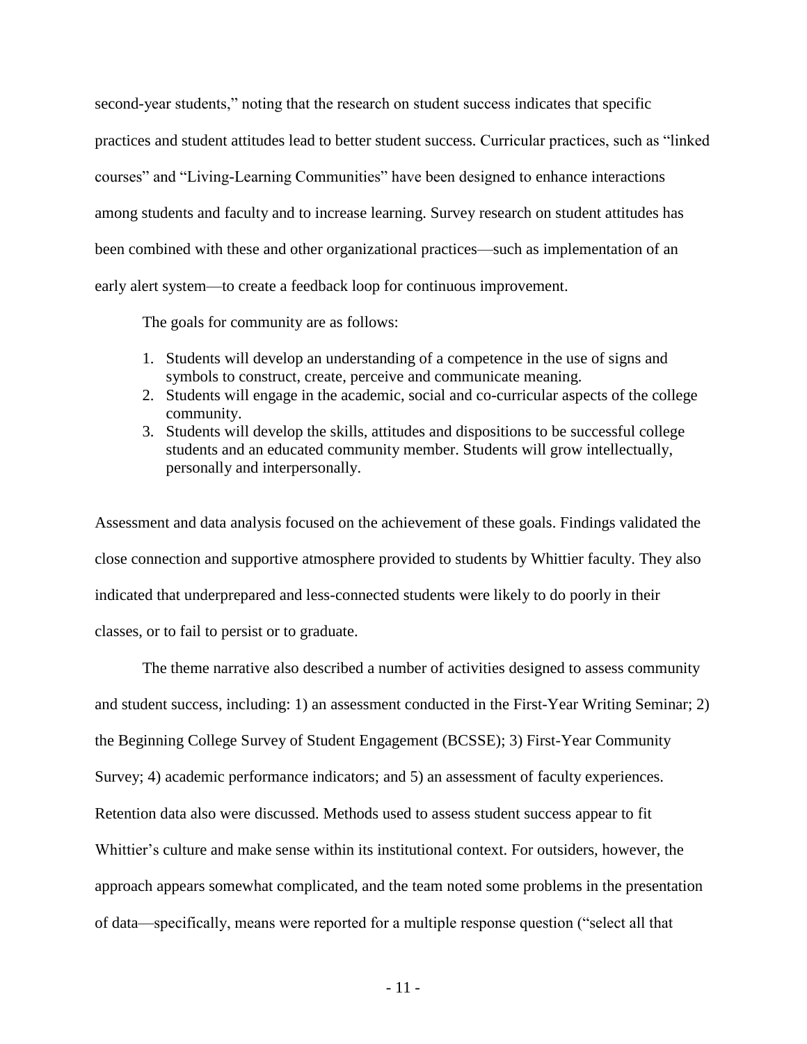second-year students," noting that the research on student success indicates that specific practices and student attitudes lead to better student success. Curricular practices, such as "linked courses" and "Living-Learning Communities" have been designed to enhance interactions among students and faculty and to increase learning. Survey research on student attitudes has been combined with these and other organizational practices—such as implementation of an early alert system—to create a feedback loop for continuous improvement.

The goals for community are as follows:

1. Students will develop an understanding of a competence in the use of signs and symbols to construct, create, perceive and communicate meaning.
2. Students will engage in the academic, social and co-curricular aspects of the college community.
3. Students will develop the skills, attitudes and dispositions to be successful college students and an educated community member. Students will grow intellectually, personally and interpersonally.

Assessment and data analysis focused on the achievement of these goals. Findings validated the close connection and supportive atmosphere provided to students by Whittier faculty. They also indicated that underprepared and less-connected students were likely to do poorly in their classes, or to fail to persist or to graduate.

The theme narrative also described a number of activities designed to assess community and student success, including: 1) an assessment conducted in the First-Year Writing Seminar; 2) the Beginning College Survey of Student Engagement (BCSSE); 3) First-Year Community Survey; 4) academic performance indicators; and 5) an assessment of faculty experiences. Retention data also were discussed. Methods used to assess student success appear to fit Whittier's culture and make sense within its institutional context. For outsiders, however, the approach appears somewhat complicated, and the team noted some problems in the presentation of data—specifically, means were reported for a multiple response question ("select all that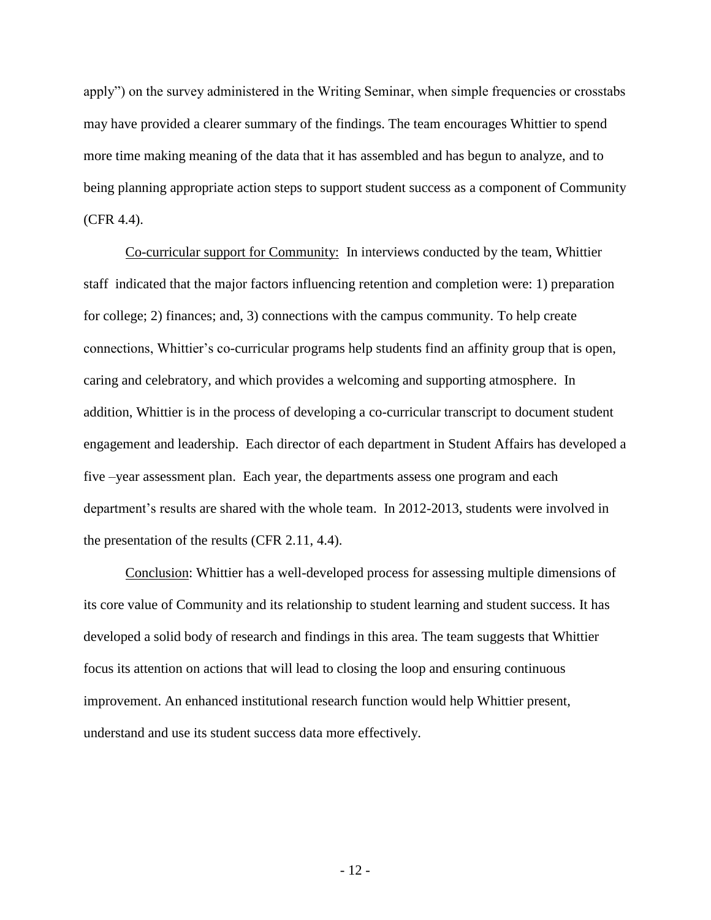apply") on the survey administered in the Writing Seminar, when simple frequencies or crosstabs may have provided a clearer summary of the findings. The team encourages Whittier to spend more time making meaning of the data that it has assembled and has begun to analyze, and to being planning appropriate action steps to support student success as a component of Community (CFR 4.4).

Co-curricular support for Community: In interviews conducted by the team, Whittier staff indicated that the major factors influencing retention and completion were: 1) preparation for college; 2) finances; and, 3) connections with the campus community. To help create connections, Whittier's co-curricular programs help students find an affinity group that is open, caring and celebratory, and which provides a welcoming and supporting atmosphere. In addition, Whittier is in the process of developing a co-curricular transcript to document student engagement and leadership. Each director of each department in Student Affairs has developed a five –year assessment plan. Each year, the departments assess one program and each department's results are shared with the whole team. In 2012-2013, students were involved in the presentation of the results (CFR 2.11, 4.4).

Conclusion: Whittier has a well-developed process for assessing multiple dimensions of its core value of Community and its relationship to student learning and student success. It has developed a solid body of research and findings in this area. The team suggests that Whittier focus its attention on actions that will lead to closing the loop and ensuring continuous improvement. An enhanced institutional research function would help Whittier present, understand and use its student success data more effectively.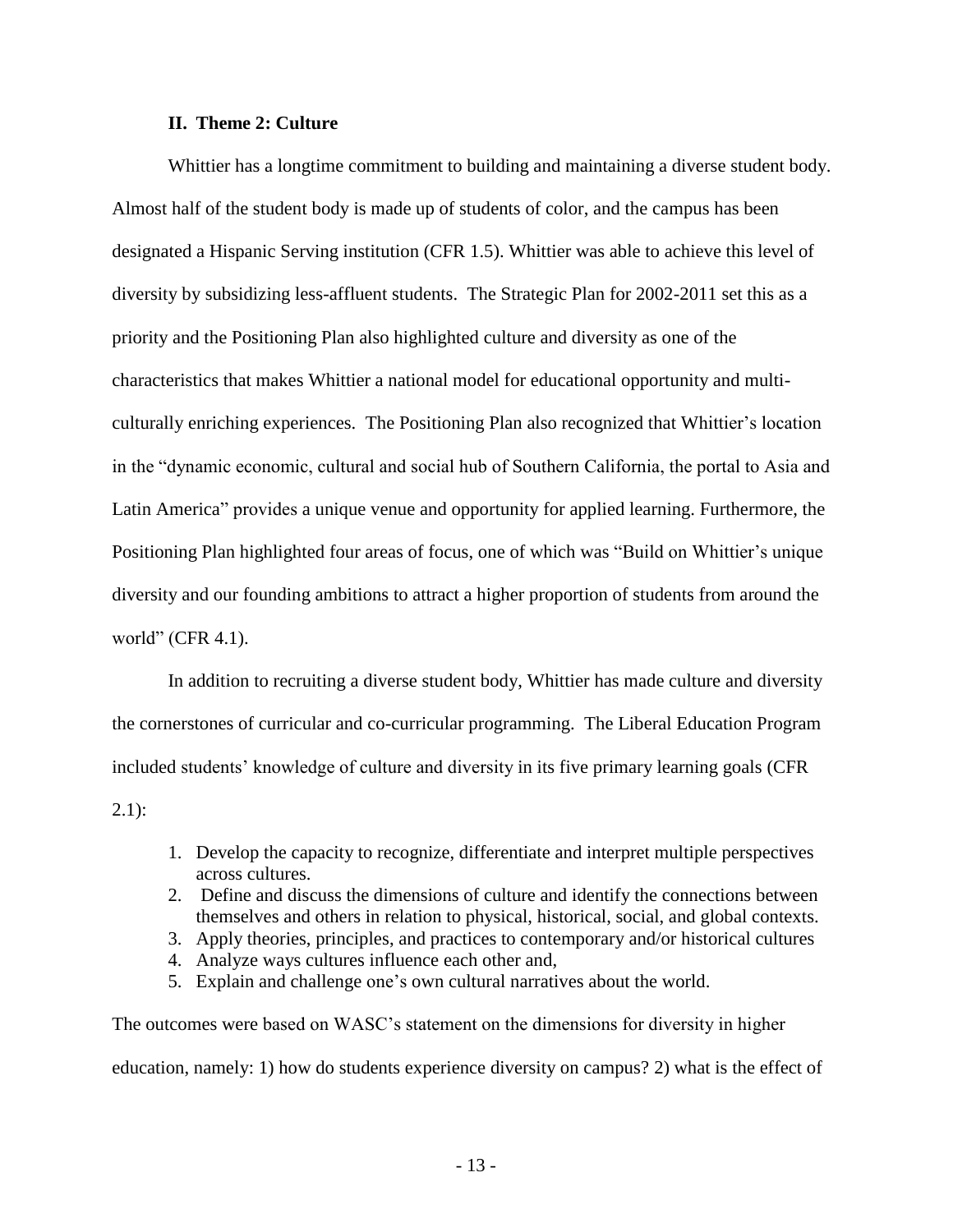### II. Theme 2: Culture

Whittier has a longtime commitment to building and maintaining a diverse student body. Almost half of the student body is made up of students of color, and the campus has been designated a Hispanic Serving institution (CFR 1.5). Whittier was able to achieve this level of diversity by subsidizing less-affluent students. The Strategic Plan for 2002-2011 set this as a priority and the Positioning Plan also highlighted culture and diversity as one of the characteristics that makes Whittier a national model for educational opportunity and multi-culturally enriching experiences. The Positioning Plan also recognized that Whittier's location in the "dynamic economic, cultural and social hub of Southern California, the portal to Asia and Latin America" provides a unique venue and opportunity for applied learning. Furthermore, the Positioning Plan highlighted four areas of focus, one of which was "Build on Whittier's unique diversity and our founding ambitions to attract a higher proportion of students from around the world" (CFR 4.1).

In addition to recruiting a diverse student body, Whittier has made culture and diversity the cornerstones of curricular and co-curricular programming. The Liberal Education Program included students' knowledge of culture and diversity in its five primary learning goals (CFR 2.1):

1. Develop the capacity to recognize, differentiate and interpret multiple perspectives across cultures.
2. Define and discuss the dimensions of culture and identify the connections between themselves and others in relation to physical, historical, social, and global contexts.
3. Apply theories, principles, and practices to contemporary and/or historical cultures
4. Analyze ways cultures influence each other and,
5. Explain and challenge one's own cultural narratives about the world.

The outcomes were based on WASC's statement on the dimensions for diversity in higher education, namely: 1) how do students experience diversity on campus? 2) what is the effect of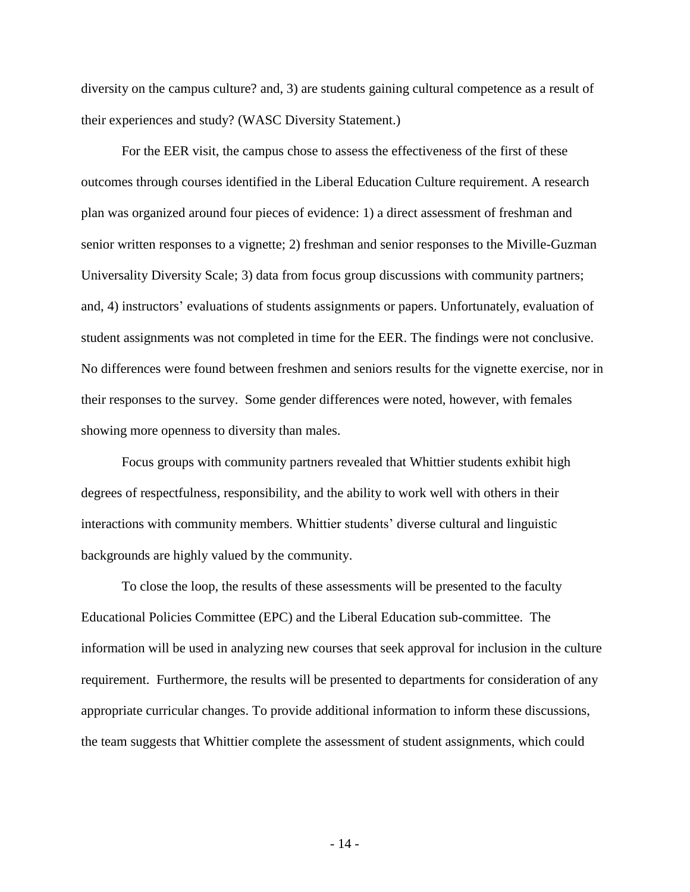diversity on the campus culture? and, 3) are students gaining cultural competence as a result of their experiences and study? (WASC Diversity Statement.)

For the EER visit, the campus chose to assess the effectiveness of the first of these outcomes through courses identified in the Liberal Education Culture requirement. A research plan was organized around four pieces of evidence: 1) a direct assessment of freshman and senior written responses to a vignette; 2) freshman and senior responses to the Miville-Guzman Universality Diversity Scale; 3) data from focus group discussions with community partners; and, 4) instructors' evaluations of students assignments or papers. Unfortunately, evaluation of student assignments was not completed in time for the EER. The findings were not conclusive. No differences were found between freshmen and seniors results for the vignette exercise, nor in their responses to the survey. Some gender differences were noted, however, with females showing more openness to diversity than males.

Focus groups with community partners revealed that Whittier students exhibit high degrees of respectfulness, responsibility, and the ability to work well with others in their interactions with community members. Whittier students' diverse cultural and linguistic backgrounds are highly valued by the community.

To close the loop, the results of these assessments will be presented to the faculty Educational Policies Committee (EPC) and the Liberal Education sub-committee. The information will be used in analyzing new courses that seek approval for inclusion in the culture requirement. Furthermore, the results will be presented to departments for consideration of any appropriate curricular changes. To provide additional information to inform these discussions, the team suggests that Whittier complete the assessment of student assignments, which could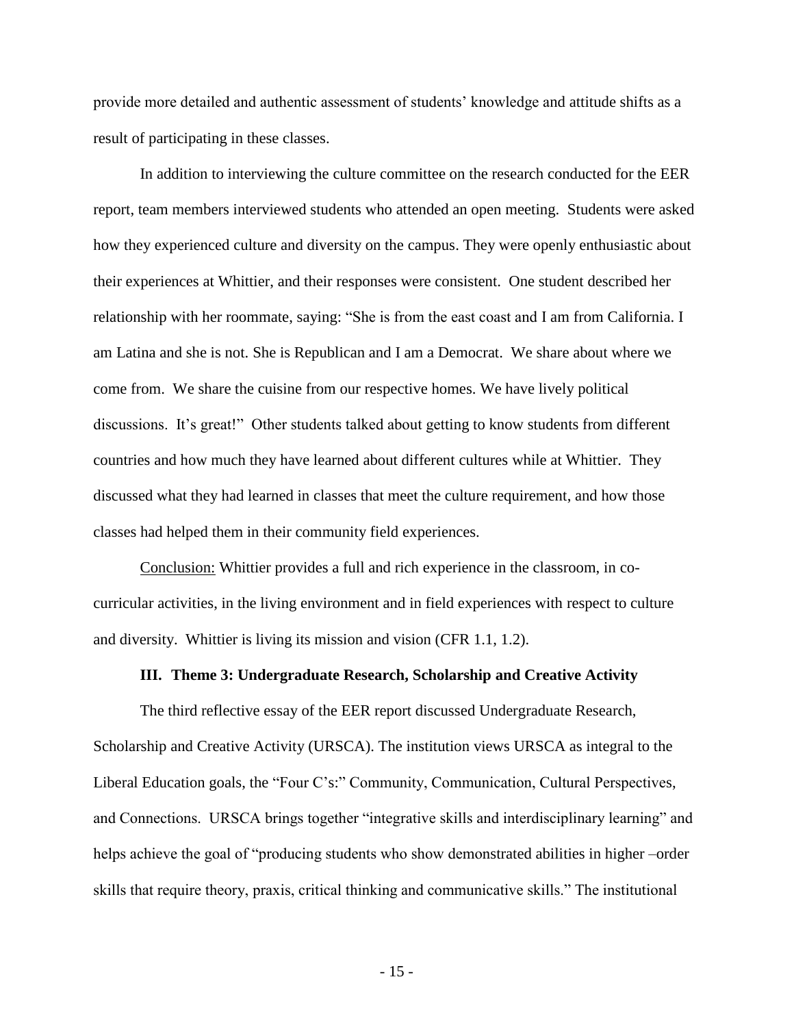provide more detailed and authentic assessment of students' knowledge and attitude shifts as a result of participating in these classes.

In addition to interviewing the culture committee on the research conducted for the EER report, team members interviewed students who attended an open meeting. Students were asked how they experienced culture and diversity on the campus. They were openly enthusiastic about their experiences at Whittier, and their responses were consistent. One student described her relationship with her roommate, saying: "She is from the east coast and I am from California. I am Latina and she is not. She is Republican and I am a Democrat. We share about where we come from. We share the cuisine from our respective homes. We have lively political discussions. It's great!" Other students talked about getting to know students from different countries and how much they have learned about different cultures while at Whittier. They discussed what they had learned in classes that meet the culture requirement, and how those classes had helped them in their community field experiences.

<u>Conclusion:</u> Whittier provides a full and rich experience in the classroom, in co-curricular activities, in the living environment and in field experiences with respect to culture and diversity. Whittier is living its mission and vision (CFR 1.1, 1.2).

### III. Theme 3: Undergraduate Research, Scholarship and Creative Activity

The third reflective essay of the EER report discussed Undergraduate Research, Scholarship and Creative Activity (URSCA). The institution views URSCA as integral to the Liberal Education goals, the "Four C's:" Community, Communication, Cultural Perspectives, and Connections. URSCA brings together "integrative skills and interdisciplinary learning" and helps achieve the goal of "producing students who show demonstrated abilities in higher –order skills that require theory, praxis, critical thinking and communicative skills." The institutional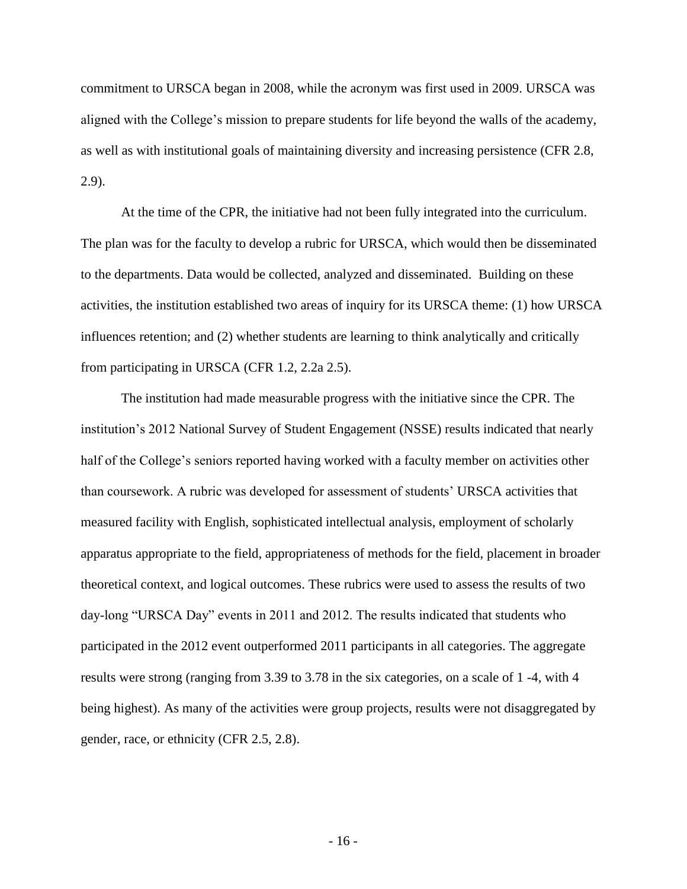commitment to URSCA began in 2008, while the acronym was first used in 2009. URSCA was aligned with the College's mission to prepare students for life beyond the walls of the academy, as well as with institutional goals of maintaining diversity and increasing persistence (CFR 2.8, 2.9).

At the time of the CPR, the initiative had not been fully integrated into the curriculum. The plan was for the faculty to develop a rubric for URSCA, which would then be disseminated to the departments. Data would be collected, analyzed and disseminated. Building on these activities, the institution established two areas of inquiry for its URSCA theme: (1) how URSCA influences retention; and (2) whether students are learning to think analytically and critically from participating in URSCA (CFR 1.2, 2.2a 2.5).

The institution had made measurable progress with the initiative since the CPR. The institution's 2012 National Survey of Student Engagement (NSSE) results indicated that nearly half of the College's seniors reported having worked with a faculty member on activities other than coursework. A rubric was developed for assessment of students' URSCA activities that measured facility with English, sophisticated intellectual analysis, employment of scholarly apparatus appropriate to the field, appropriateness of methods for the field, placement in broader theoretical context, and logical outcomes. These rubrics were used to assess the results of two day-long "URSCA Day" events in 2011 and 2012. The results indicated that students who participated in the 2012 event outperformed 2011 participants in all categories. The aggregate results were strong (ranging from 3.39 to 3.78 in the six categories, on a scale of 1 -4, with 4 being highest). As many of the activities were group projects, results were not disaggregated by gender, race, or ethnicity (CFR 2.5, 2.8).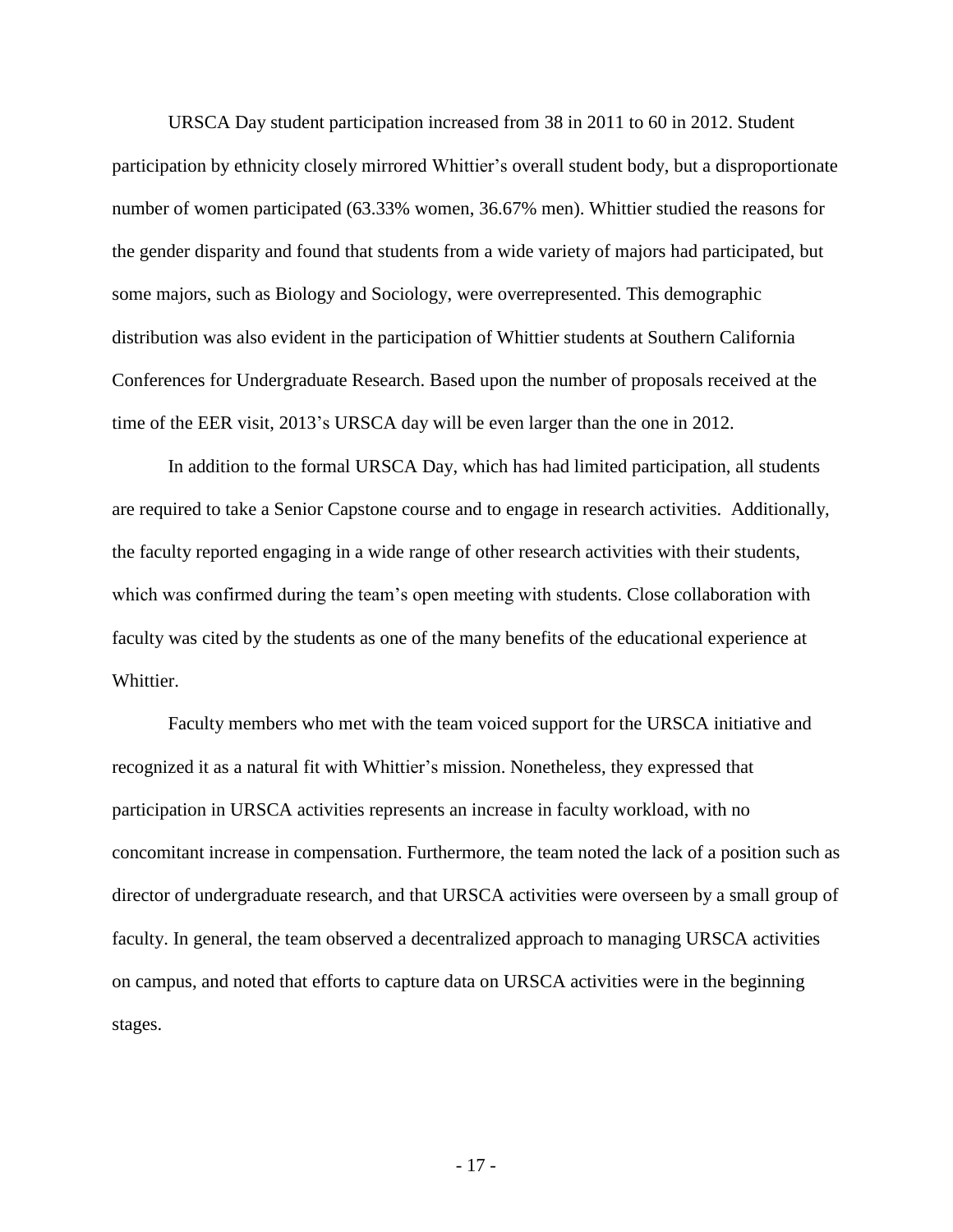URSCA Day student participation increased from 38 in 2011 to 60 in 2012. Student participation by ethnicity closely mirrored Whittier's overall student body, but a disproportionate number of women participated (63.33% women, 36.67% men). Whittier studied the reasons for the gender disparity and found that students from a wide variety of majors had participated, but some majors, such as Biology and Sociology, were overrepresented. This demographic distribution was also evident in the participation of Whittier students at Southern California Conferences for Undergraduate Research. Based upon the number of proposals received at the time of the EER visit, 2013's URSCA day will be even larger than the one in 2012.

In addition to the formal URSCA Day, which has had limited participation, all students are required to take a Senior Capstone course and to engage in research activities. Additionally, the faculty reported engaging in a wide range of other research activities with their students, which was confirmed during the team's open meeting with students. Close collaboration with faculty was cited by the students as one of the many benefits of the educational experience at Whittier.

Faculty members who met with the team voiced support for the URSCA initiative and recognized it as a natural fit with Whittier's mission. Nonetheless, they expressed that participation in URSCA activities represents an increase in faculty workload, with no concomitant increase in compensation. Furthermore, the team noted the lack of a position such as director of undergraduate research, and that URSCA activities were overseen by a small group of faculty. In general, the team observed a decentralized approach to managing URSCA activities on campus, and noted that efforts to capture data on URSCA activities were in the beginning stages.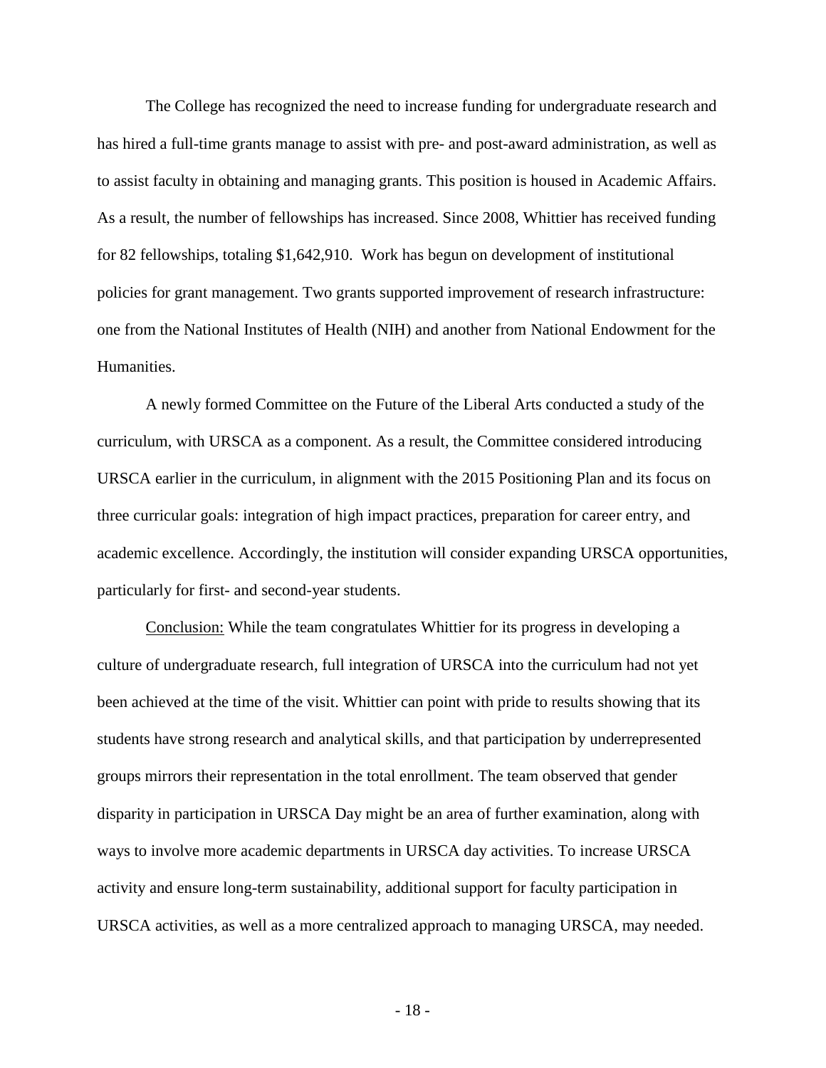The College has recognized the need to increase funding for undergraduate research and has hired a full-time grants manage to assist with pre- and post-award administration, as well as to assist faculty in obtaining and managing grants. This position is housed in Academic Affairs. As a result, the number of fellowships has increased. Since 2008, Whittier has received funding for 82 fellowships, totaling $1,642,910. Work has begun on development of institutional policies for grant management. Two grants supported improvement of research infrastructure: one from the National Institutes of Health (NIH) and another from National Endowment for the Humanities.

A newly formed Committee on the Future of the Liberal Arts conducted a study of the curriculum, with URSCA as a component. As a result, the Committee considered introducing URSCA earlier in the curriculum, in alignment with the 2015 Positioning Plan and its focus on three curricular goals: integration of high impact practices, preparation for career entry, and academic excellence. Accordingly, the institution will consider expanding URSCA opportunities, particularly for first- and second-year students.

Conclusion: While the team congratulates Whittier for its progress in developing a culture of undergraduate research, full integration of URSCA into the curriculum had not yet been achieved at the time of the visit. Whittier can point with pride to results showing that its students have strong research and analytical skills, and that participation by underrepresented groups mirrors their representation in the total enrollment. The team observed that gender disparity in participation in URSCA Day might be an area of further examination, along with ways to involve more academic departments in URSCA day activities. To increase URSCA activity and ensure long-term sustainability, additional support for faculty participation in URSCA activities, as well as a more centralized approach to managing URSCA, may needed.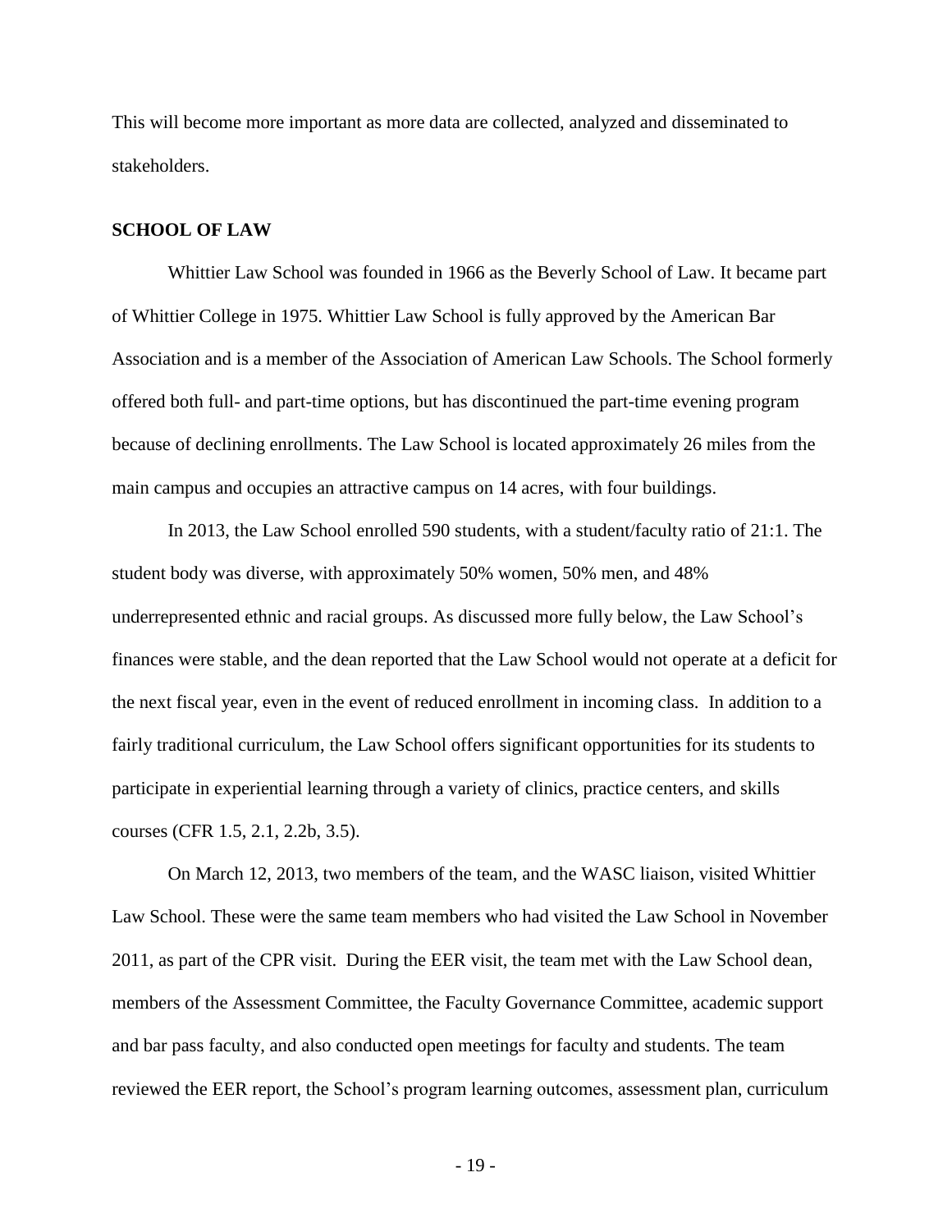This will become more important as more data are collected, analyzed and disseminated to stakeholders.

## SCHOOL OF LAW

Whittier Law School was founded in 1966 as the Beverly School of Law. It became part of Whittier College in 1975. Whittier Law School is fully approved by the American Bar Association and is a member of the Association of American Law Schools. The School formerly offered both full- and part-time options, but has discontinued the part-time evening program because of declining enrollments. The Law School is located approximately 26 miles from the main campus and occupies an attractive campus on 14 acres, with four buildings.

In 2013, the Law School enrolled 590 students, with a student/faculty ratio of 21:1. The student body was diverse, with approximately 50% women, 50% men, and 48% underrepresented ethnic and racial groups. As discussed more fully below, the Law School's finances were stable, and the dean reported that the Law School would not operate at a deficit for the next fiscal year, even in the event of reduced enrollment in incoming class. In addition to a fairly traditional curriculum, the Law School offers significant opportunities for its students to participate in experiential learning through a variety of clinics, practice centers, and skills courses (CFR 1.5, 2.1, 2.2b, 3.5).

On March 12, 2013, two members of the team, and the WASC liaison, visited Whittier Law School. These were the same team members who had visited the Law School in November 2011, as part of the CPR visit. During the EER visit, the team met with the Law School dean, members of the Assessment Committee, the Faculty Governance Committee, academic support and bar pass faculty, and also conducted open meetings for faculty and students. The team reviewed the EER report, the School's program learning outcomes, assessment plan, curriculum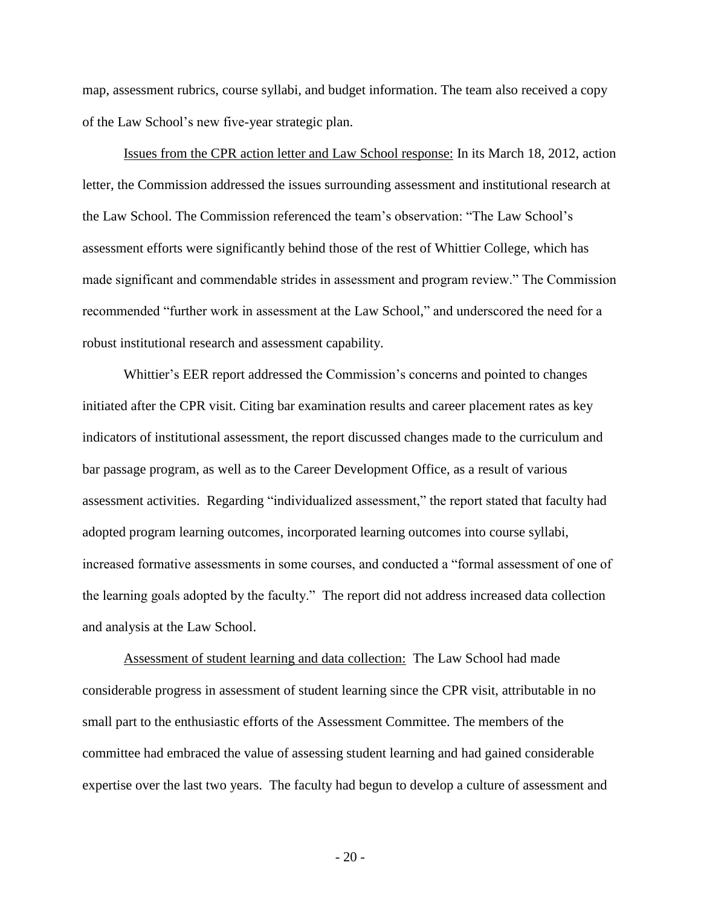map, assessment rubrics, course syllabi, and budget information. The team also received a copy of the Law School's new five-year strategic plan.

<u>Issues from the CPR action letter and Law School response:</u> In its March 18, 2012, action letter, the Commission addressed the issues surrounding assessment and institutional research at the Law School. The Commission referenced the team's observation: "The Law School's assessment efforts were significantly behind those of the rest of Whittier College, which has made significant and commendable strides in assessment and program review." The Commission recommended "further work in assessment at the Law School," and underscored the need for a robust institutional research and assessment capability.

Whittier's EER report addressed the Commission's concerns and pointed to changes initiated after the CPR visit. Citing bar examination results and career placement rates as key indicators of institutional assessment, the report discussed changes made to the curriculum and bar passage program, as well as to the Career Development Office, as a result of various assessment activities. Regarding "individualized assessment," the report stated that faculty had adopted program learning outcomes, incorporated learning outcomes into course syllabi, increased formative assessments in some courses, and conducted a "formal assessment of one of the learning goals adopted by the faculty." The report did not address increased data collection and analysis at the Law School.

<u>Assessment of student learning and data collection:</u> The Law School had made considerable progress in assessment of student learning since the CPR visit, attributable in no small part to the enthusiastic efforts of the Assessment Committee. The members of the committee had embraced the value of assessing student learning and had gained considerable expertise over the last two years. The faculty had begun to develop a culture of assessment and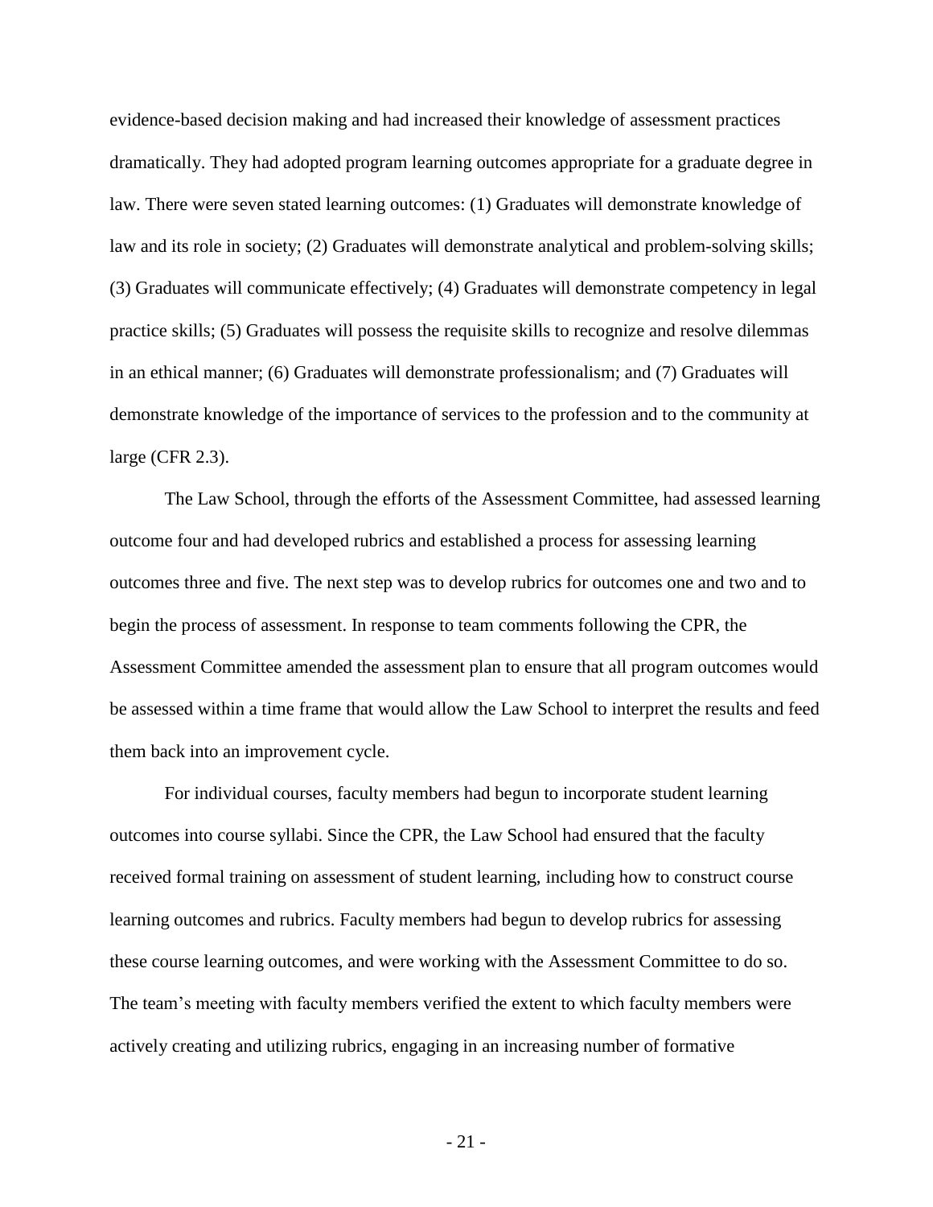evidence-based decision making and had increased their knowledge of assessment practices dramatically. They had adopted program learning outcomes appropriate for a graduate degree in law. There were seven stated learning outcomes: (1) Graduates will demonstrate knowledge of law and its role in society; (2) Graduates will demonstrate analytical and problem-solving skills; (3) Graduates will communicate effectively; (4) Graduates will demonstrate competency in legal practice skills; (5) Graduates will possess the requisite skills to recognize and resolve dilemmas in an ethical manner; (6) Graduates will demonstrate professionalism; and (7) Graduates will demonstrate knowledge of the importance of services to the profession and to the community at large (CFR 2.3).

The Law School, through the efforts of the Assessment Committee, had assessed learning outcome four and had developed rubrics and established a process for assessing learning outcomes three and five. The next step was to develop rubrics for outcomes one and two and to begin the process of assessment. In response to team comments following the CPR, the Assessment Committee amended the assessment plan to ensure that all program outcomes would be assessed within a time frame that would allow the Law School to interpret the results and feed them back into an improvement cycle.

For individual courses, faculty members had begun to incorporate student learning outcomes into course syllabi. Since the CPR, the Law School had ensured that the faculty received formal training on assessment of student learning, including how to construct course learning outcomes and rubrics. Faculty members had begun to develop rubrics for assessing these course learning outcomes, and were working with the Assessment Committee to do so. The team's meeting with faculty members verified the extent to which faculty members were actively creating and utilizing rubrics, engaging in an increasing number of formative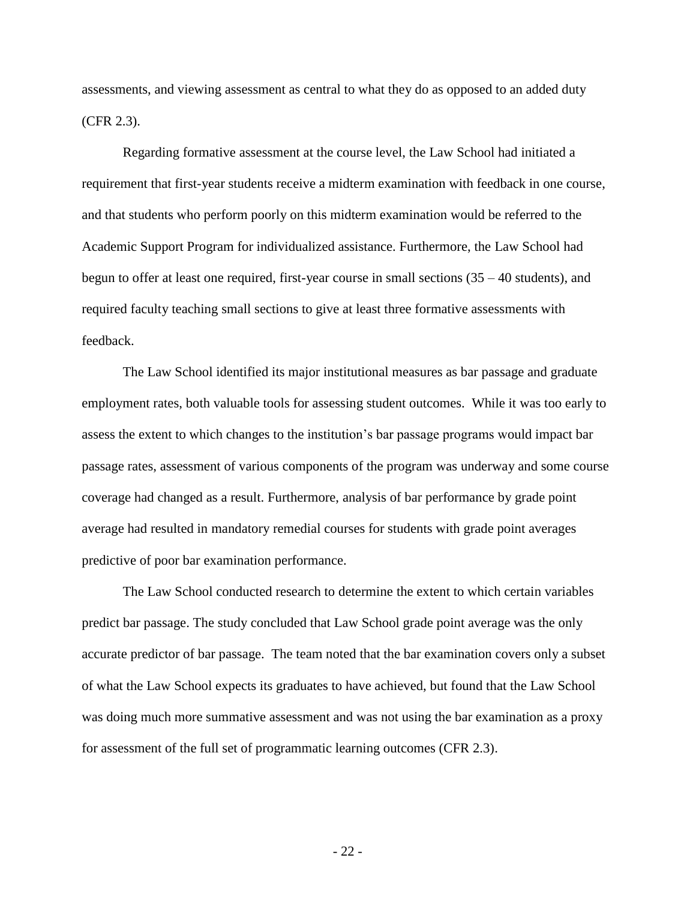assessments, and viewing assessment as central to what they do as opposed to an added duty (CFR 2.3).

Regarding formative assessment at the course level, the Law School had initiated a requirement that first-year students receive a midterm examination with feedback in one course, and that students who perform poorly on this midterm examination would be referred to the Academic Support Program for individualized assistance. Furthermore, the Law School had begun to offer at least one required, first-year course in small sections (35 – 40 students), and required faculty teaching small sections to give at least three formative assessments with feedback.

The Law School identified its major institutional measures as bar passage and graduate employment rates, both valuable tools for assessing student outcomes. While it was too early to assess the extent to which changes to the institution's bar passage programs would impact bar passage rates, assessment of various components of the program was underway and some course coverage had changed as a result. Furthermore, analysis of bar performance by grade point average had resulted in mandatory remedial courses for students with grade point averages predictive of poor bar examination performance.

The Law School conducted research to determine the extent to which certain variables predict bar passage. The study concluded that Law School grade point average was the only accurate predictor of bar passage. The team noted that the bar examination covers only a subset of what the Law School expects its graduates to have achieved, but found that the Law School was doing much more summative assessment and was not using the bar examination as a proxy for assessment of the full set of programmatic learning outcomes (CFR 2.3).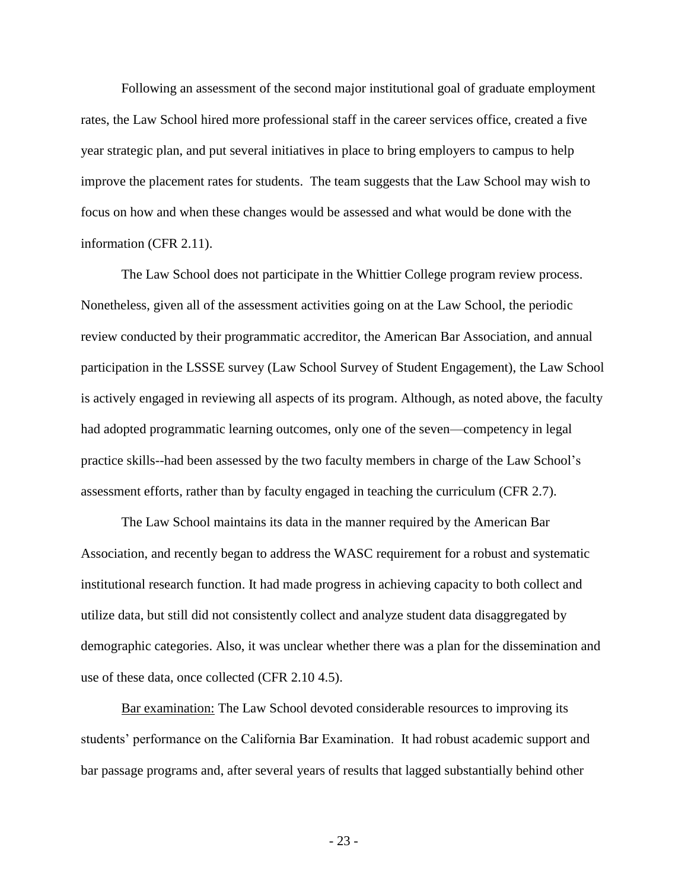Following an assessment of the second major institutional goal of graduate employment rates, the Law School hired more professional staff in the career services office, created a five year strategic plan, and put several initiatives in place to bring employers to campus to help improve the placement rates for students. The team suggests that the Law School may wish to focus on how and when these changes would be assessed and what would be done with the information (CFR 2.11).

The Law School does not participate in the Whittier College program review process. Nonetheless, given all of the assessment activities going on at the Law School, the periodic review conducted by their programmatic accreditor, the American Bar Association, and annual participation in the LSSSE survey (Law School Survey of Student Engagement), the Law School is actively engaged in reviewing all aspects of its program. Although, as noted above, the faculty had adopted programmatic learning outcomes, only one of the seven—competency in legal practice skills--had been assessed by the two faculty members in charge of the Law School's assessment efforts, rather than by faculty engaged in teaching the curriculum (CFR 2.7).

The Law School maintains its data in the manner required by the American Bar Association, and recently began to address the WASC requirement for a robust and systematic institutional research function. It had made progress in achieving capacity to both collect and utilize data, but still did not consistently collect and analyze student data disaggregated by demographic categories. Also, it was unclear whether there was a plan for the dissemination and use of these data, once collected (CFR 2.10 4.5).

<u>Bar examination:</u> The Law School devoted considerable resources to improving its students' performance on the California Bar Examination. It had robust academic support and bar passage programs and, after several years of results that lagged substantially behind other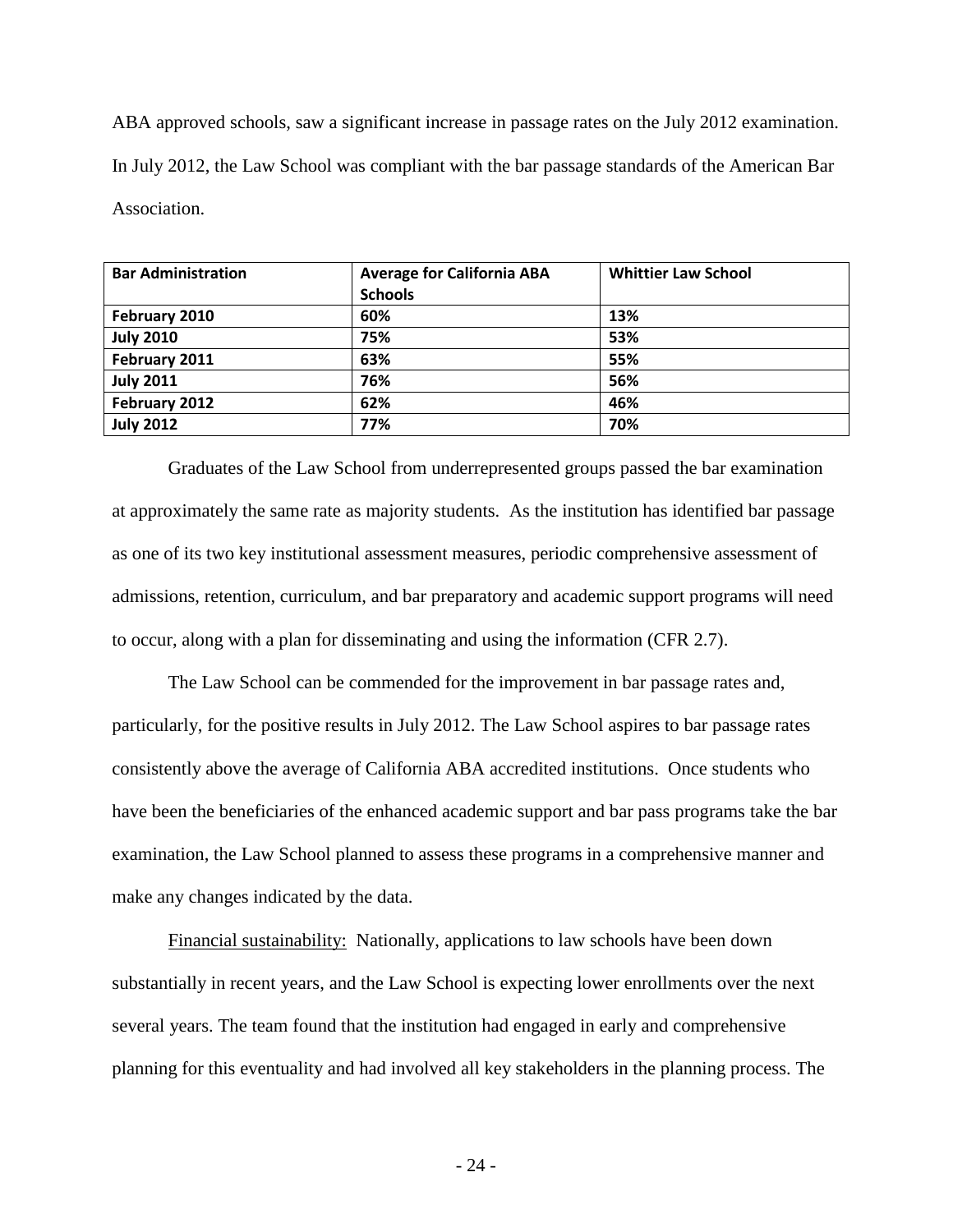ABA approved schools, saw a significant increase in passage rates on the July 2012 examination. In July 2012, the Law School was compliant with the bar passage standards of the American Bar Association.

| Bar Administration | Average for California ABA Schools | Whittier Law School |
|---|---|---|
| February 2010 | 60% | 13% |
| July 2010 | 75% | 53% |
| February 2011 | 63% | 55% |
| July 2011 | 76% | 56% |
| February 2012 | 62% | 46% |
| July 2012 | 77% | 70% |

Graduates of the Law School from underrepresented groups passed the bar examination at approximately the same rate as majority students. As the institution has identified bar passage as one of its two key institutional assessment measures, periodic comprehensive assessment of admissions, retention, curriculum, and bar preparatory and academic support programs will need to occur, along with a plan for disseminating and using the information (CFR 2.7).

The Law School can be commended for the improvement in bar passage rates and, particularly, for the positive results in July 2012. The Law School aspires to bar passage rates consistently above the average of California ABA accredited institutions. Once students who have been the beneficiaries of the enhanced academic support and bar pass programs take the bar examination, the Law School planned to assess these programs in a comprehensive manner and make any changes indicated by the data.

Financial sustainability: Nationally, applications to law schools have been down substantially in recent years, and the Law School is expecting lower enrollments over the next several years. The team found that the institution had engaged in early and comprehensive planning for this eventuality and had involved all key stakeholders in the planning process. The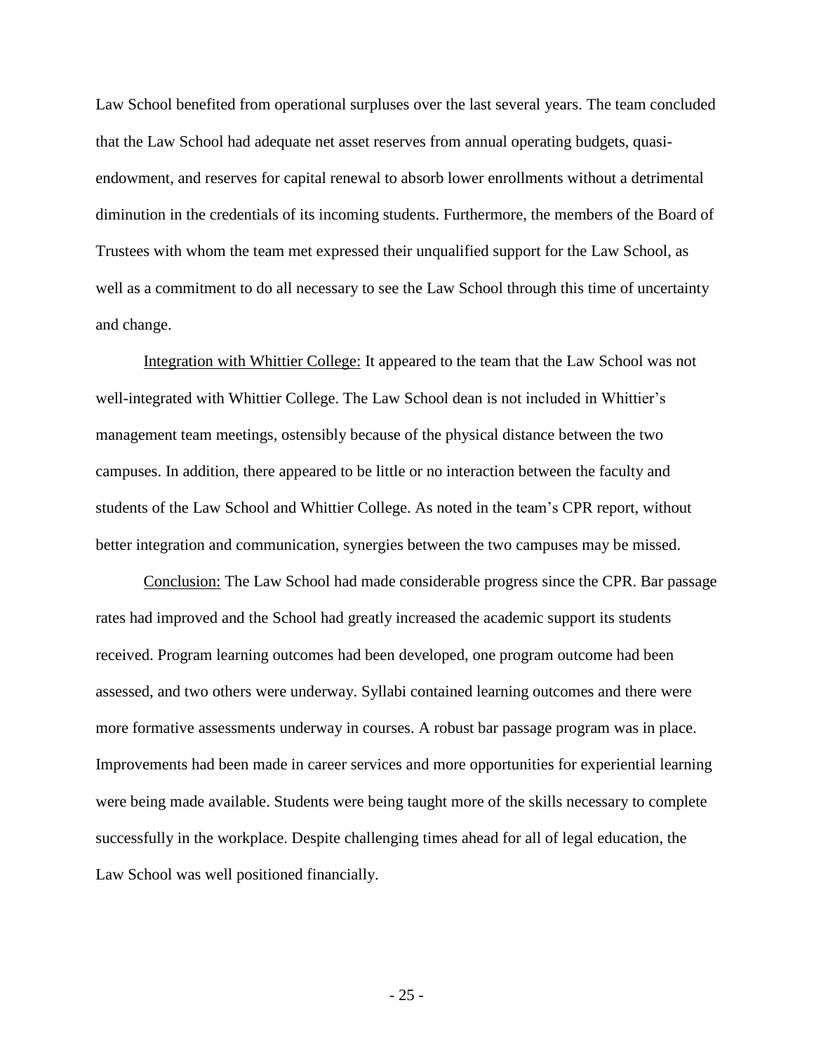Law School benefited from operational surpluses over the last several years. The team concluded that the Law School had adequate net asset reserves from annual operating budgets, quasi-endowment, and reserves for capital renewal to absorb lower enrollments without a detrimental diminution in the credentials of its incoming students. Furthermore, the members of the Board of Trustees with whom the team met expressed their unqualified support for the Law School, as well as a commitment to do all necessary to see the Law School through this time of uncertainty and change.

<u>Integration with Whittier College:</u> It appeared to the team that the Law School was not well-integrated with Whittier College. The Law School dean is not included in Whittier's management team meetings, ostensibly because of the physical distance between the two campuses. In addition, there appeared to be little or no interaction between the faculty and students of the Law School and Whittier College. As noted in the team's CPR report, without better integration and communication, synergies between the two campuses may be missed.

<u>Conclusion:</u> The Law School had made considerable progress since the CPR. Bar passage rates had improved and the School had greatly increased the academic support its students received. Program learning outcomes had been developed, one program outcome had been assessed, and two others were underway. Syllabi contained learning outcomes and there were more formative assessments underway in courses. A robust bar passage program was in place. Improvements had been made in career services and more opportunities for experiential learning were being made available. Students were being taught more of the skills necessary to complete successfully in the workplace. Despite challenging times ahead for all of legal education, the Law School was well positioned financially.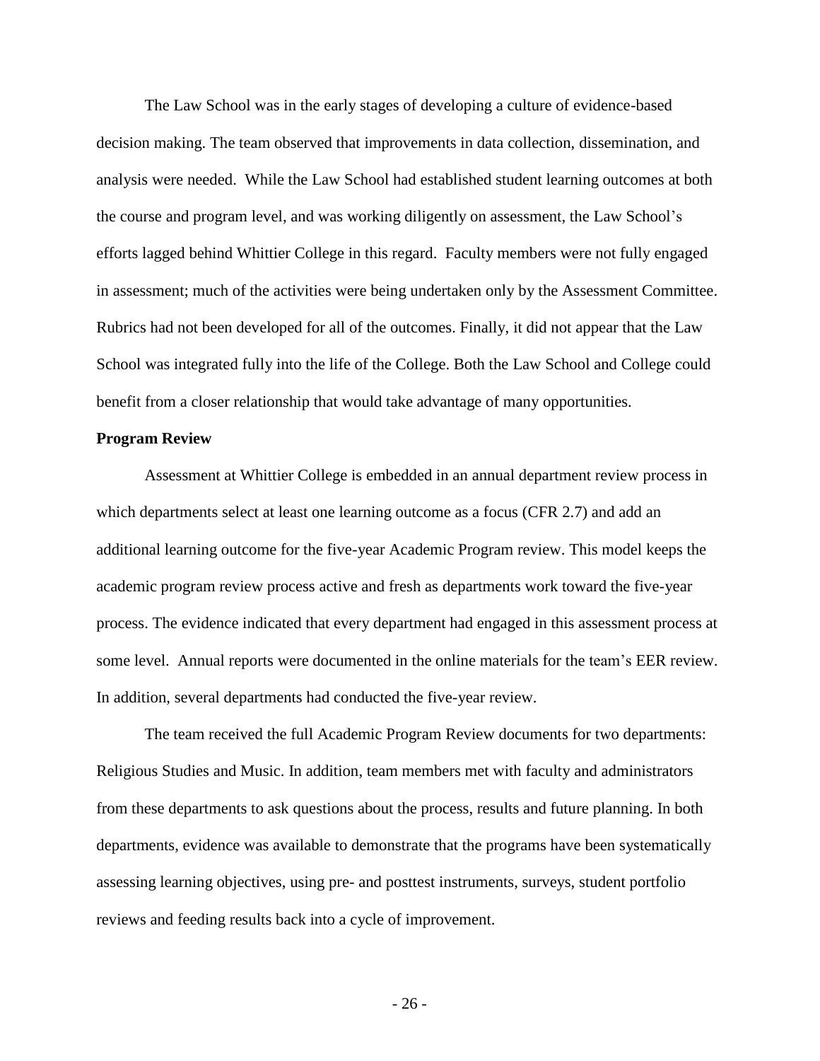The Law School was in the early stages of developing a culture of evidence-based decision making. The team observed that improvements in data collection, dissemination, and analysis were needed. While the Law School had established student learning outcomes at both the course and program level, and was working diligently on assessment, the Law School's efforts lagged behind Whittier College in this regard. Faculty members were not fully engaged in assessment; much of the activities were being undertaken only by the Assessment Committee. Rubrics had not been developed for all of the outcomes. Finally, it did not appear that the Law School was integrated fully into the life of the College. Both the Law School and College could benefit from a closer relationship that would take advantage of many opportunities.

**Program Review**

Assessment at Whittier College is embedded in an annual department review process in which departments select at least one learning outcome as a focus (CFR 2.7) and add an additional learning outcome for the five-year Academic Program review. This model keeps the academic program review process active and fresh as departments work toward the five-year process. The evidence indicated that every department had engaged in this assessment process at some level. Annual reports were documented in the online materials for the team's EER review. In addition, several departments had conducted the five-year review.

The team received the full Academic Program Review documents for two departments: Religious Studies and Music. In addition, team members met with faculty and administrators from these departments to ask questions about the process, results and future planning. In both departments, evidence was available to demonstrate that the programs have been systematically assessing learning objectives, using pre- and posttest instruments, surveys, student portfolio reviews and feeding results back into a cycle of improvement.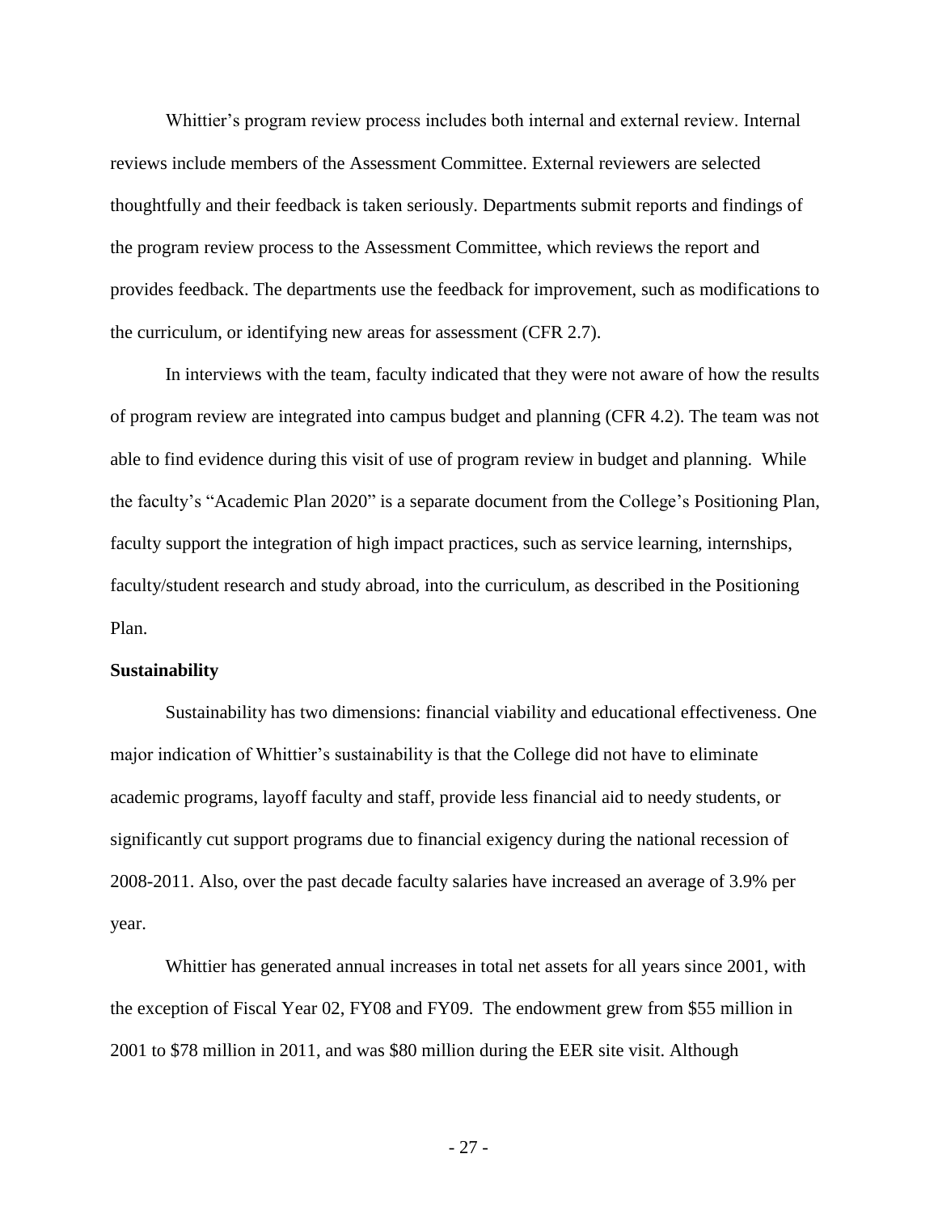Whittier's program review process includes both internal and external review. Internal reviews include members of the Assessment Committee. External reviewers are selected thoughtfully and their feedback is taken seriously. Departments submit reports and findings of the program review process to the Assessment Committee, which reviews the report and provides feedback. The departments use the feedback for improvement, such as modifications to the curriculum, or identifying new areas for assessment (CFR 2.7).

In interviews with the team, faculty indicated that they were not aware of how the results of program review are integrated into campus budget and planning (CFR 4.2). The team was not able to find evidence during this visit of use of program review in budget and planning. While the faculty's "Academic Plan 2020" is a separate document from the College's Positioning Plan, faculty support the integration of high impact practices, such as service learning, internships, faculty/student research and study abroad, into the curriculum, as described in the Positioning Plan.

**Sustainability**

Sustainability has two dimensions: financial viability and educational effectiveness. One major indication of Whittier's sustainability is that the College did not have to eliminate academic programs, layoff faculty and staff, provide less financial aid to needy students, or significantly cut support programs due to financial exigency during the national recession of 2008-2011. Also, over the past decade faculty salaries have increased an average of 3.9% per year.

Whittier has generated annual increases in total net assets for all years since 2001, with the exception of Fiscal Year 02, FY08 and FY09. The endowment grew from $55 million in 2001 to $78 million in 2011, and was $80 million during the EER site visit. Although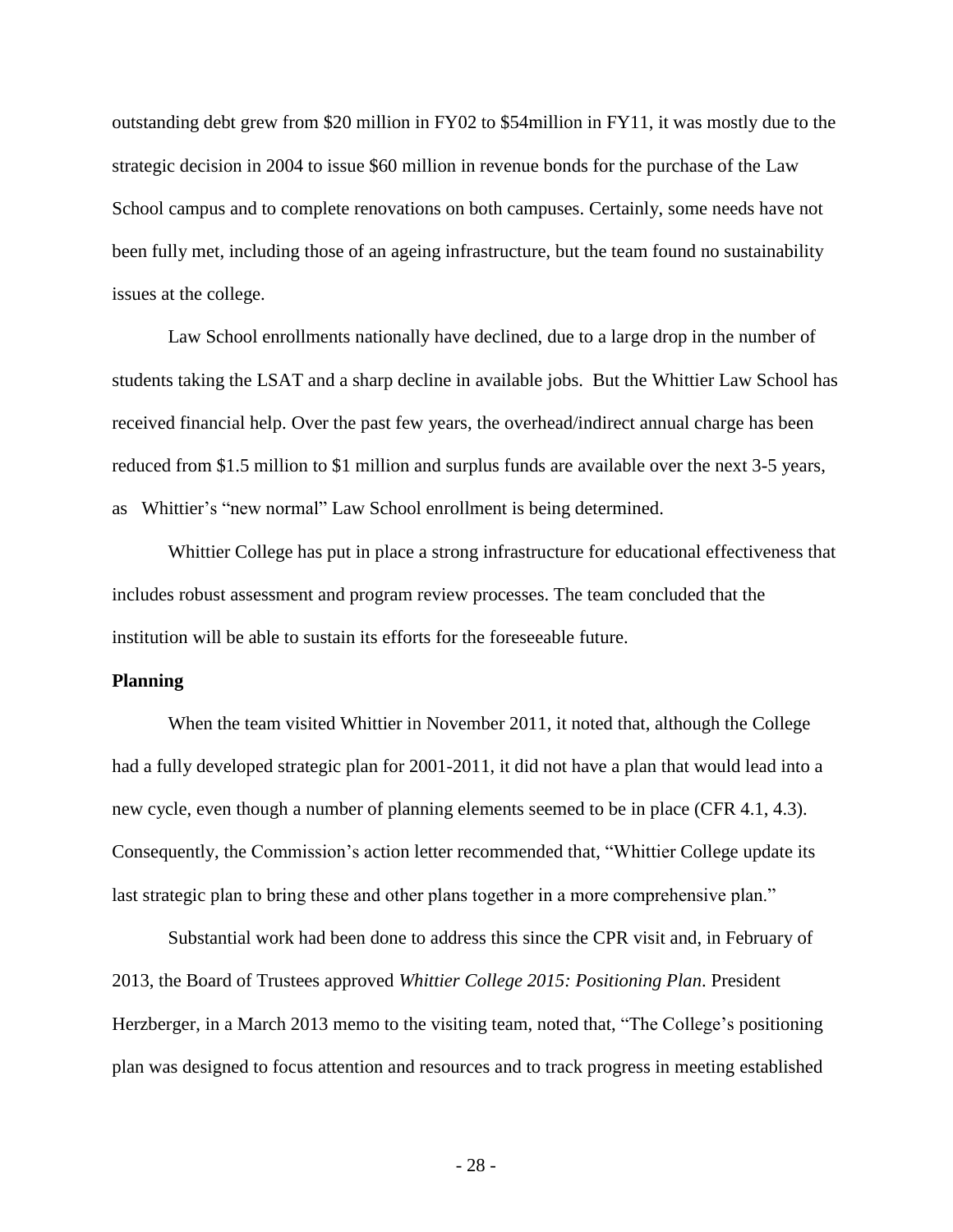outstanding debt grew from $20 million in FY02 to $54million in FY11, it was mostly due to the strategic decision in 2004 to issue $60 million in revenue bonds for the purchase of the Law School campus and to complete renovations on both campuses. Certainly, some needs have not been fully met, including those of an ageing infrastructure, but the team found no sustainability issues at the college.

Law School enrollments nationally have declined, due to a large drop in the number of students taking the LSAT and a sharp decline in available jobs. But the Whittier Law School has received financial help. Over the past few years, the overhead/indirect annual charge has been reduced from $1.5 million to $1 million and surplus funds are available over the next 3-5 years, as Whittier's "new normal" Law School enrollment is being determined.

Whittier College has put in place a strong infrastructure for educational effectiveness that includes robust assessment and program review processes. The team concluded that the institution will be able to sustain its efforts for the foreseeable future.

**Planning**

When the team visited Whittier in November 2011, it noted that, although the College had a fully developed strategic plan for 2001-2011, it did not have a plan that would lead into a new cycle, even though a number of planning elements seemed to be in place (CFR 4.1, 4.3). Consequently, the Commission's action letter recommended that, "Whittier College update its last strategic plan to bring these and other plans together in a more comprehensive plan."

Substantial work had been done to address this since the CPR visit and, in February of 2013, the Board of Trustees approved *Whittier College 2015: Positioning Plan*. President Herzberger, in a March 2013 memo to the visiting team, noted that, "The College's positioning plan was designed to focus attention and resources and to track progress in meeting established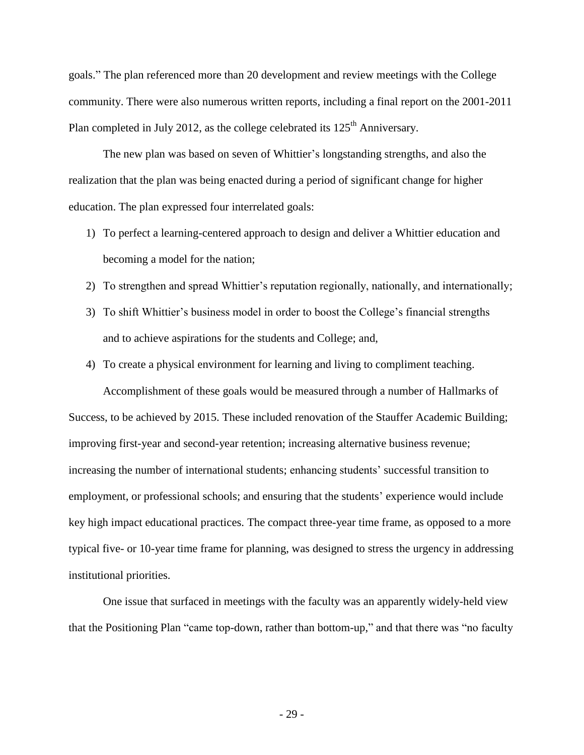goals." The plan referenced more than 20 development and review meetings with the College community. There were also numerous written reports, including a final report on the 2001-2011 Plan completed in July 2012, as the college celebrated its 125th Anniversary.

The new plan was based on seven of Whittier's longstanding strengths, and also the realization that the plan was being enacted during a period of significant change for higher education. The plan expressed four interrelated goals:

1) To perfect a learning-centered approach to design and deliver a Whittier education and becoming a model for the nation;
2) To strengthen and spread Whittier's reputation regionally, nationally, and internationally;
3) To shift Whittier's business model in order to boost the College's financial strengths and to achieve aspirations for the students and College; and,
4) To create a physical environment for learning and living to compliment teaching.

Accomplishment of these goals would be measured through a number of Hallmarks of Success, to be achieved by 2015. These included renovation of the Stauffer Academic Building; improving first-year and second-year retention; increasing alternative business revenue; increasing the number of international students; enhancing students' successful transition to employment, or professional schools; and ensuring that the students' experience would include key high impact educational practices. The compact three-year time frame, as opposed to a more typical five- or 10-year time frame for planning, was designed to stress the urgency in addressing institutional priorities.

One issue that surfaced in meetings with the faculty was an apparently widely-held view that the Positioning Plan "came top-down, rather than bottom-up," and that there was "no faculty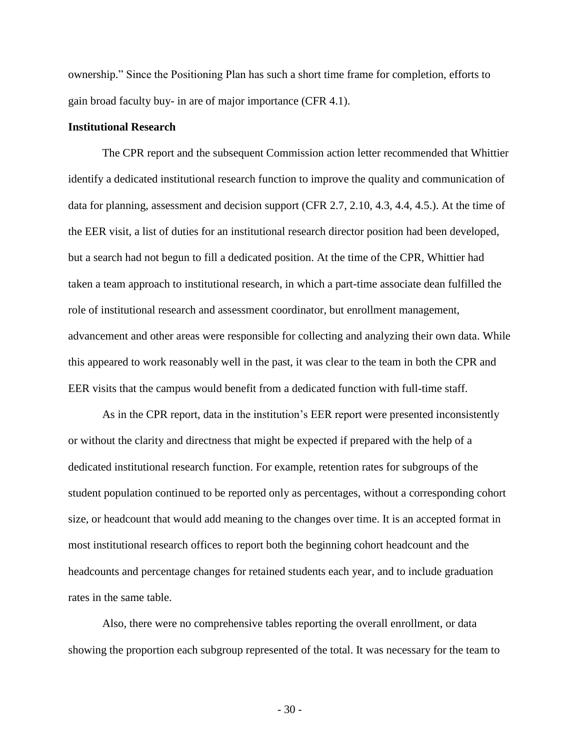ownership." Since the Positioning Plan has such a short time frame for completion, efforts to gain broad faculty buy- in are of major importance (CFR 4.1).

**Institutional Research**

The CPR report and the subsequent Commission action letter recommended that Whittier identify a dedicated institutional research function to improve the quality and communication of data for planning, assessment and decision support (CFR 2.7, 2.10, 4.3, 4.4, 4.5.). At the time of the EER visit, a list of duties for an institutional research director position had been developed, but a search had not begun to fill a dedicated position. At the time of the CPR, Whittier had taken a team approach to institutional research, in which a part-time associate dean fulfilled the role of institutional research and assessment coordinator, but enrollment management, advancement and other areas were responsible for collecting and analyzing their own data. While this appeared to work reasonably well in the past, it was clear to the team in both the CPR and EER visits that the campus would benefit from a dedicated function with full-time staff.

As in the CPR report, data in the institution's EER report were presented inconsistently or without the clarity and directness that might be expected if prepared with the help of a dedicated institutional research function. For example, retention rates for subgroups of the student population continued to be reported only as percentages, without a corresponding cohort size, or headcount that would add meaning to the changes over time. It is an accepted format in most institutional research offices to report both the beginning cohort headcount and the headcounts and percentage changes for retained students each year, and to include graduation rates in the same table.

Also, there were no comprehensive tables reporting the overall enrollment, or data showing the proportion each subgroup represented of the total. It was necessary for the team to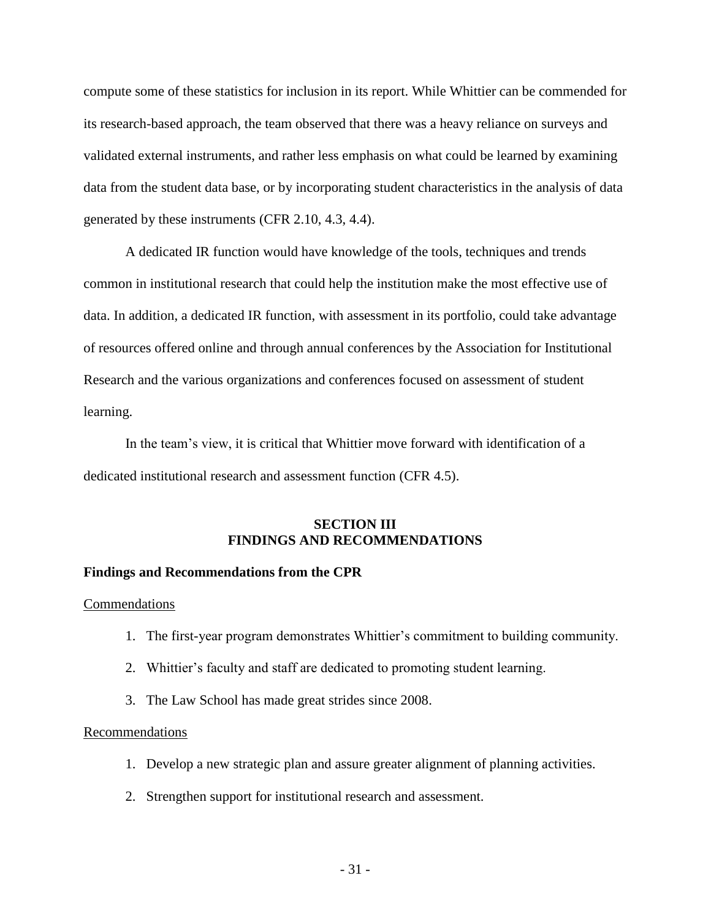compute some of these statistics for inclusion in its report. While Whittier can be commended for its research-based approach, the team observed that there was a heavy reliance on surveys and validated external instruments, and rather less emphasis on what could be learned by examining data from the student data base, or by incorporating student characteristics in the analysis of data generated by these instruments (CFR 2.10, 4.3, 4.4).

A dedicated IR function would have knowledge of the tools, techniques and trends common in institutional research that could help the institution make the most effective use of data. In addition, a dedicated IR function, with assessment in its portfolio, could take advantage of resources offered online and through annual conferences by the Association for Institutional Research and the various organizations and conferences focused on assessment of student learning.

In the team's view, it is critical that Whittier move forward with identification of a dedicated institutional research and assessment function (CFR 4.5).

## SECTION III
## FINDINGS AND RECOMMENDATIONS

**Findings and Recommendations from the CPR**

Commendations

1. The first-year program demonstrates Whittier's commitment to building community.
2. Whittier's faculty and staff are dedicated to promoting student learning.
3. The Law School has made great strides since 2008.

Recommendations

1. Develop a new strategic plan and assure greater alignment of planning activities.
2. Strengthen support for institutional research and assessment.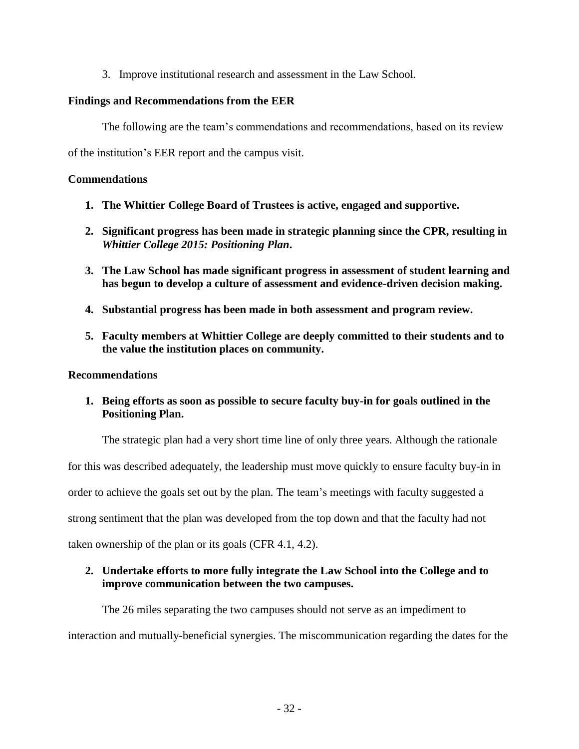3. Improve institutional research and assessment in the Law School.

**Findings and Recommendations from the EER**

The following are the team's commendations and recommendations, based on its review of the institution's EER report and the campus visit.

**Commendations**

1. **The Whittier College Board of Trustees is active, engaged and supportive.**
2. **Significant progress has been made in strategic planning since the CPR, resulting in *Whittier College 2015: Positioning Plan*.**
3. **The Law School has made significant progress in assessment of student learning and has begun to develop a culture of assessment and evidence-driven decision making.**
4. **Substantial progress has been made in both assessment and program review.**
5. **Faculty members at Whittier College are deeply committed to their students and to the value the institution places on community.**

**Recommendations**

1. **Being efforts as soon as possible to secure faculty buy-in for goals outlined in the Positioning Plan.**

The strategic plan had a very short time line of only three years. Although the rationale for this was described adequately, the leadership must move quickly to ensure faculty buy-in in order to achieve the goals set out by the plan. The team's meetings with faculty suggested a strong sentiment that the plan was developed from the top down and that the faculty had not taken ownership of the plan or its goals (CFR 4.1, 4.2).

2. **Undertake efforts to more fully integrate the Law School into the College and to improve communication between the two campuses.**

The 26 miles separating the two campuses should not serve as an impediment to interaction and mutually-beneficial synergies. The miscommunication regarding the dates for the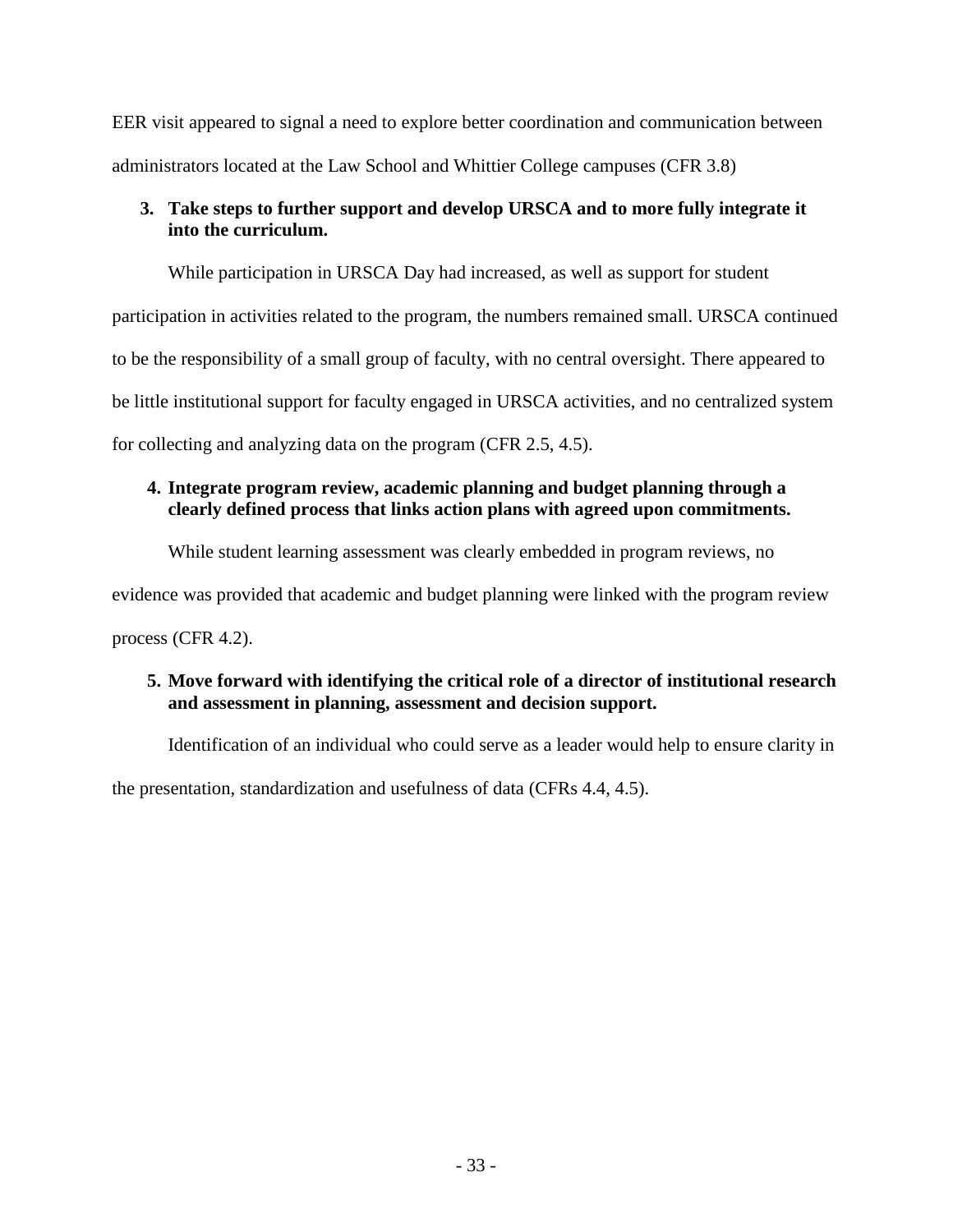EER visit appeared to signal a need to explore better coordination and communication between administrators located at the Law School and Whittier College campuses (CFR 3.8)

3. **Take steps to further support and develop URSCA and to more fully integrate it into the curriculum.**

While participation in URSCA Day had increased, as well as support for student participation in activities related to the program, the numbers remained small. URSCA continued to be the responsibility of a small group of faculty, with no central oversight. There appeared to be little institutional support for faculty engaged in URSCA activities, and no centralized system for collecting and analyzing data on the program (CFR 2.5, 4.5).

4. **Integrate program review, academic planning and budget planning through a clearly defined process that links action plans with agreed upon commitments.**

While student learning assessment was clearly embedded in program reviews, no evidence was provided that academic and budget planning were linked with the program review process (CFR 4.2).

5. **Move forward with identifying the critical role of a director of institutional research and assessment in planning, assessment and decision support.**

Identification of an individual who could serve as a leader would help to ensure clarity in the presentation, standardization and usefulness of data (CFRs 4.4, 4.5).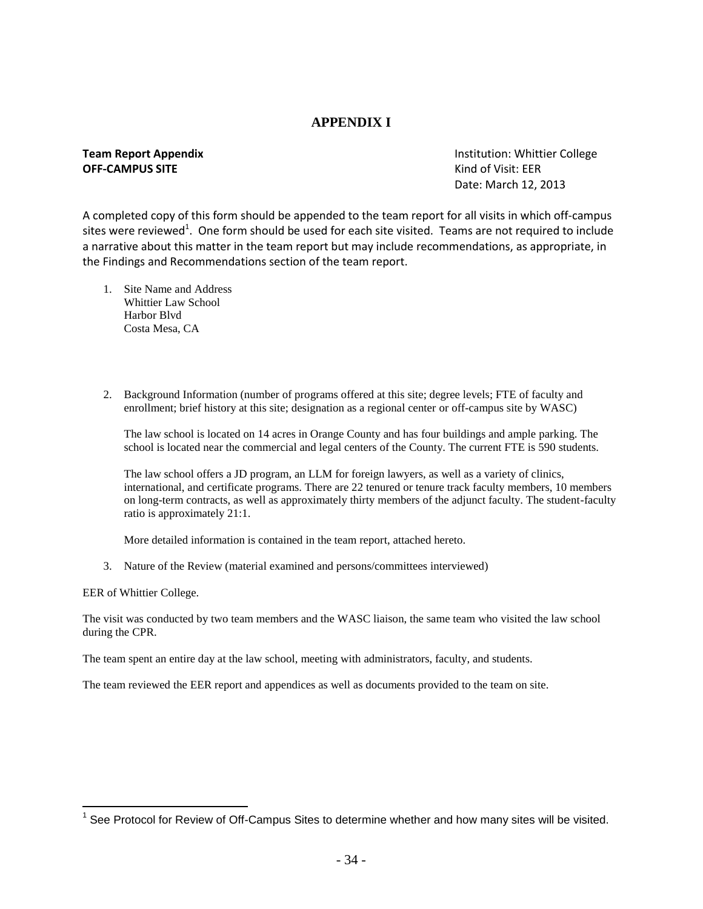# APPENDIX I

**Team Report Appendix**
**OFF-CAMPUS SITE**

Institution: Whittier College
Kind of Visit: EER
Date: March 12, 2013

A completed copy of this form should be appended to the team report for all visits in which off-campus sites were reviewed[1]. One form should be used for each site visited. Teams are not required to include a narrative about this matter in the team report but may include recommendations, as appropriate, in the Findings and Recommendations section of the team report.

1. Site Name and Address
   Whittier Law School
   Harbor Blvd
   Costa Mesa, CA

2. Background Information (number of programs offered at this site; degree levels; FTE of faculty and enrollment; brief history at this site; designation as a regional center or off-campus site by WASC)

   The law school is located on 14 acres in Orange County and has four buildings and ample parking. The school is located near the commercial and legal centers of the County. The current FTE is 590 students.

   The law school offers a JD program, an LLM for foreign lawyers, as well as a variety of clinics, international, and certificate programs. There are 22 tenured or tenure track faculty members, 10 members on long-term contracts, as well as approximately thirty members of the adjunct faculty. The student-faculty ratio is approximately 21:1.

   More detailed information is contained in the team report, attached hereto.

3. Nature of the Review (material examined and persons/committees interviewed)

EER of Whittier College.

The visit was conducted by two team members and the WASC liaison, the same team who visited the law school during the CPR.

The team spent an entire day at the law school, meeting with administrators, faculty, and students.

The team reviewed the EER report and appendices as well as documents provided to the team on site.

[1] See Protocol for Review of Off-Campus Sites to determine whether and how many sites will be visited.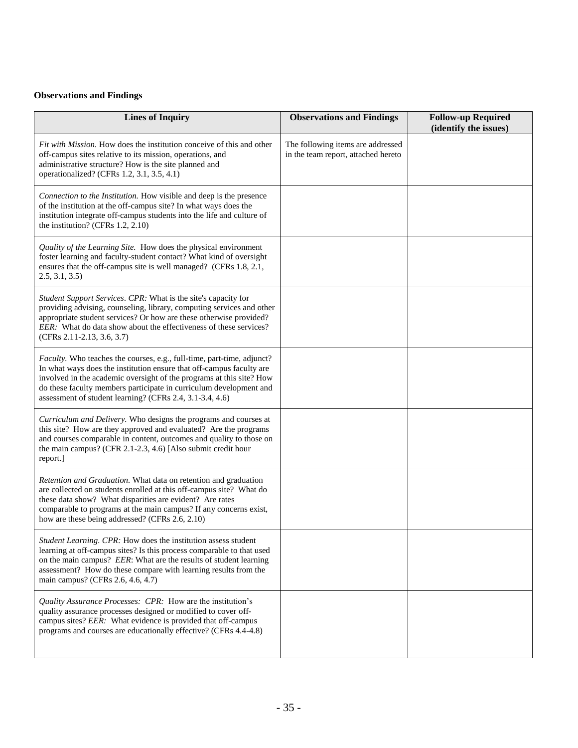**Observations and Findings**

| Lines of Inquiry | Observations and Findings | Follow-up Required (identify the issues) |
| --- | --- | --- |
| *Fit with Mission.* How does the institution conceive of this and other off-campus sites relative to its mission, operations, and administrative structure? How is the site planned and operationalized? (CFRs 1.2, 3.1, 3.5, 4.1) | The following items are addressed in the team report, attached hereto | |
| *Connection to the Institution.* How visible and deep is the presence of the institution at the off-campus site? In what ways does the institution integrate off-campus students into the life and culture of the institution? (CFRs 1.2, 2.10) | | |
| *Quality of the Learning Site.* How does the physical environment foster learning and faculty-student contact? What kind of oversight ensures that the off-campus site is well managed? (CFRs 1.8, 2.1, 2.5, 3.1, 3.5) | | |
| *Student Support Services. CPR:* What is the site's capacity for providing advising, counseling, library, computing services and other appropriate student services? Or how are these otherwise provided? *EER:* What do data show about the effectiveness of these services? (CFRs 2.11-2.13, 3.6, 3.7) | | |
| *Faculty.* Who teaches the courses, e.g., full-time, part-time, adjunct? In what ways does the institution ensure that off-campus faculty are involved in the academic oversight of the programs at this site? How do these faculty members participate in curriculum development and assessment of student learning? (CFRs 2.4, 3.1-3.4, 4.6) | | |
| *Curriculum and Delivery.* Who designs the programs and courses at this site? How are they approved and evaluated? Are the programs and courses comparable in content, outcomes and quality to those on the main campus? (CFR 2.1-2.3, 4.6) [Also submit credit hour report.] | | |
| *Retention and Graduation.* What data on retention and graduation are collected on students enrolled at this off-campus site? What do these data show? What disparities are evident? Are rates comparable to programs at the main campus? If any concerns exist, how are these being addressed? (CFRs 2.6, 2.10) | | |
| *Student Learning. CPR:* How does the institution assess student learning at off-campus sites? Is this process comparable to that used on the main campus? *EER*: What are the results of student learning assessment? How do these compare with learning results from the main campus? (CFRs 2.6, 4.6, 4.7) | | |
| *Quality Assurance Processes: CPR:* How are the institution's quality assurance processes designed or modified to cover off-campus sites? *EER:* What evidence is provided that off-campus programs and courses are educationally effective? (CFRs 4.4-4.8) | | |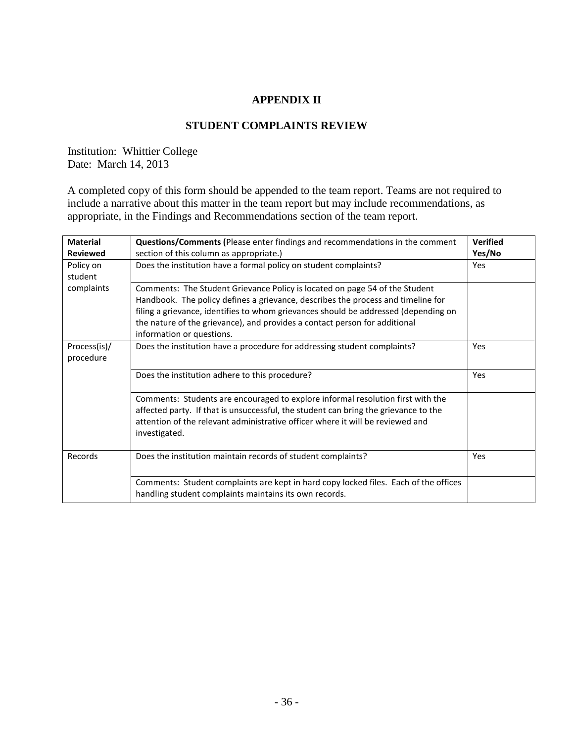# APPENDIX II

## STUDENT COMPLAINTS REVIEW

Institution: Whittier College
Date: March 14, 2013

A completed copy of this form should be appended to the team report. Teams are not required to include a narrative about this matter in the team report but may include recommendations, as appropriate, in the Findings and Recommendations section of the team report.

| **Material Reviewed** | **Questions/Comments (**Please enter findings and recommendations in the comment section of this column as appropriate.) | **Verified Yes/No** |
|---|---|---|
| Policy on student complaints | Does the institution have a formal policy on student complaints? | Yes |
| | Comments: The Student Grievance Policy is located on page 54 of the Student Handbook. The policy defines a grievance, describes the process and timeline for filing a grievance, identifies to whom grievances should be addressed (depending on the nature of the grievance), and provides a contact person for additional information or questions. | |
| Process(is)/ procedure | Does the institution have a procedure for addressing student complaints? | Yes |
| | Does the institution adhere to this procedure? | Yes |
| | Comments: Students are encouraged to explore informal resolution first with the affected party. If that is unsuccessful, the student can bring the grievance to the attention of the relevant administrative officer where it will be reviewed and investigated. | |
| Records | Does the institution maintain records of student complaints? | Yes |
| | Comments: Student complaints are kept in hard copy locked files. Each of the offices handling student complaints maintains its own records. | |